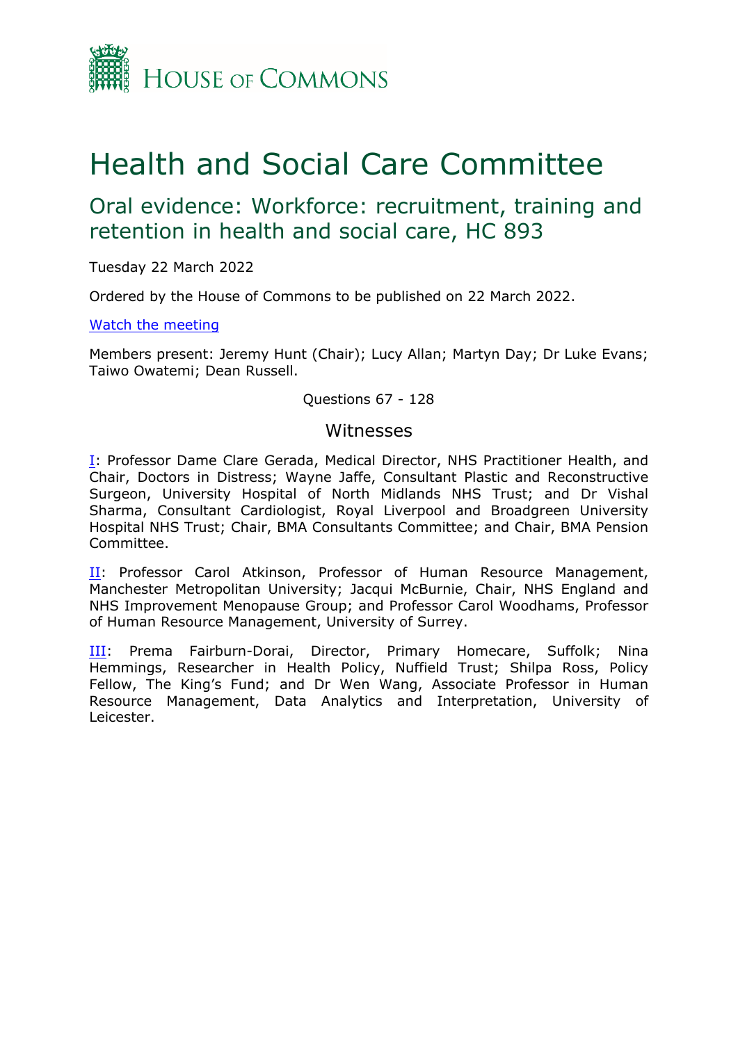House of Commons

# Health and Social Care Committee

## Oral evidence: Workforce: recruitment, training and retention in health and social care, HC 893

Tuesday 22 March 2022

Ordered by the House of Commons to be published on 22 March 2022.

[Watch the meeting]

Members present: Jeremy Hunt (Chair); Lucy Allan; Martyn Day; Dr Luke Evans; Taiwo Owatemi; Dean Russell.

Questions 67 - 128

### Witnesses

[I]: Professor Dame Clare Gerada, Medical Director, NHS Practitioner Health, and Chair, Doctors in Distress; Wayne Jaffe, Consultant Plastic and Reconstructive Surgeon, University Hospital of North Midlands NHS Trust; and Dr Vishal Sharma, Consultant Cardiologist, Royal Liverpool and Broadgreen University Hospital NHS Trust; Chair, BMA Consultants Committee; and Chair, BMA Pension Committee.

[II]: Professor Carol Atkinson, Professor of Human Resource Management, Manchester Metropolitan University; Jacqui McBurnie, Chair, NHS England and NHS Improvement Menopause Group; and Professor Carol Woodhams, Professor of Human Resource Management, University of Surrey.

[III]: Prema Fairburn-Dorai, Director, Primary Homecare, Suffolk; Nina Hemmings, Researcher in Health Policy, Nuffield Trust; Shilpa Ross, Policy Fellow, The King's Fund; and Dr Wen Wang, Associate Professor in Human Resource Management, Data Analytics and Interpretation, University of Leicester.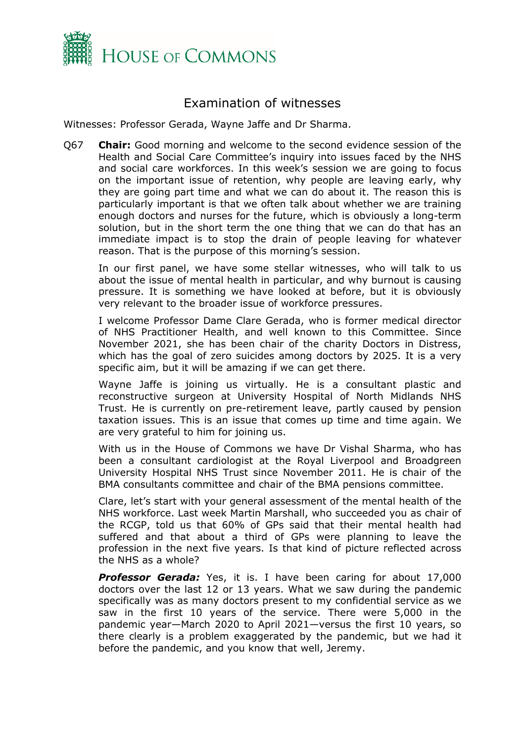# Examination of witnesses

Witnesses: Professor Gerada, Wayne Jaffe and Dr Sharma.

Q67 **Chair:** Good morning and welcome to the second evidence session of the Health and Social Care Committee's inquiry into issues faced by the NHS and social care workforces. In this week's session we are going to focus on the important issue of retention, why people are leaving early, why they are going part time and what we can do about it. The reason this is particularly important is that we often talk about whether we are training enough doctors and nurses for the future, which is obviously a long-term solution, but in the short term the one thing that we can do that has an immediate impact is to stop the drain of people leaving for whatever reason. That is the purpose of this morning's session.

In our first panel, we have some stellar witnesses, who will talk to us about the issue of mental health in particular, and why burnout is causing pressure. It is something we have looked at before, but it is obviously very relevant to the broader issue of workforce pressures.

I welcome Professor Dame Clare Gerada, who is former medical director of NHS Practitioner Health, and well known to this Committee. Since November 2021, she has been chair of the charity Doctors in Distress, which has the goal of zero suicides among doctors by 2025. It is a very specific aim, but it will be amazing if we can get there.

Wayne Jaffe is joining us virtually. He is a consultant plastic and reconstructive surgeon at University Hospital of North Midlands NHS Trust. He is currently on pre-retirement leave, partly caused by pension taxation issues. This is an issue that comes up time and time again. We are very grateful to him for joining us.

With us in the House of Commons we have Dr Vishal Sharma, who has been a consultant cardiologist at the Royal Liverpool and Broadgreen University Hospital NHS Trust since November 2011. He is chair of the BMA consultants committee and chair of the BMA pensions committee.

Clare, let's start with your general assessment of the mental health of the NHS workforce. Last week Martin Marshall, who succeeded you as chair of the RCGP, told us that 60% of GPs said that their mental health had suffered and that about a third of GPs were planning to leave the profession in the next five years. Is that kind of picture reflected across the NHS as a whole?

***Professor Gerada:*** Yes, it is. I have been caring for about 17,000 doctors over the last 12 or 13 years. What we saw during the pandemic specifically was as many doctors present to my confidential service as we saw in the first 10 years of the service. There were 5,000 in the pandemic year—March 2020 to April 2021—versus the first 10 years, so there clearly is a problem exaggerated by the pandemic, but we had it before the pandemic, and you know that well, Jeremy.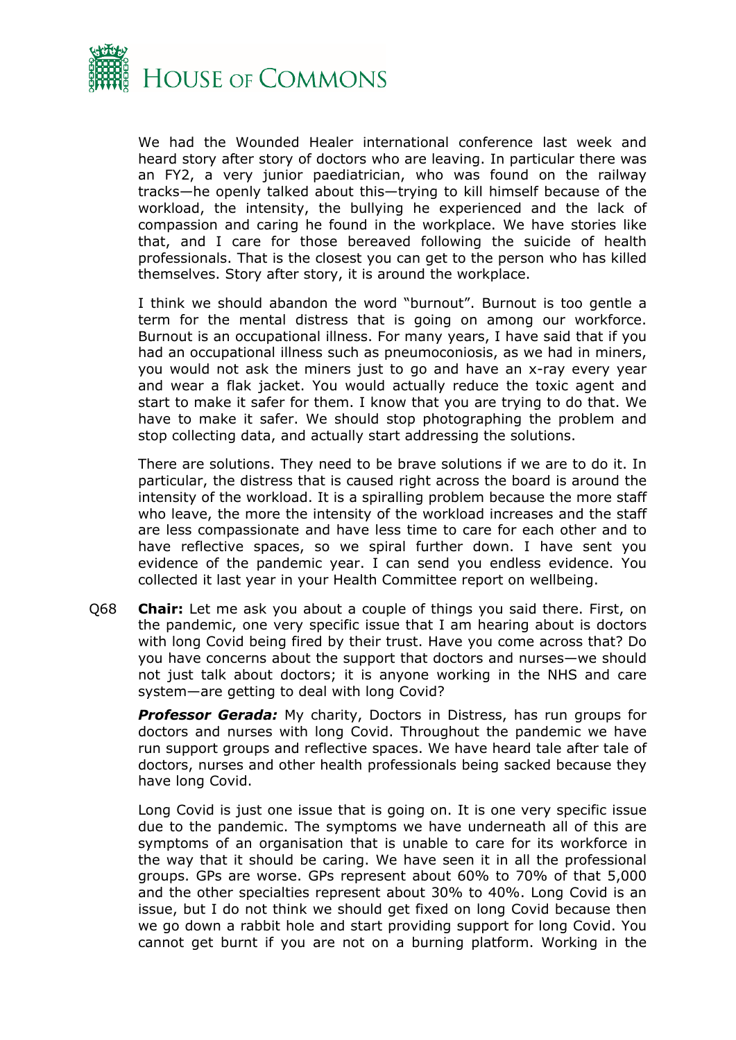We had the Wounded Healer international conference last week and heard story after story of doctors who are leaving. In particular there was an FY2, a very junior paediatrician, who was found on the railway tracks—he openly talked about this—trying to kill himself because of the workload, the intensity, the bullying he experienced and the lack of compassion and caring he found in the workplace. We have stories like that, and I care for those bereaved following the suicide of health professionals. That is the closest you can get to the person who has killed themselves. Story after story, it is around the workplace.

I think we should abandon the word "burnout". Burnout is too gentle a term for the mental distress that is going on among our workforce. Burnout is an occupational illness. For many years, I have said that if you had an occupational illness such as pneumoconiosis, as we had in miners, you would not ask the miners just to go and have an x-ray every year and wear a flak jacket. You would actually reduce the toxic agent and start to make it safer for them. I know that you are trying to do that. We have to make it safer. We should stop photographing the problem and stop collecting data, and actually start addressing the solutions.

There are solutions. They need to be brave solutions if we are to do it. In particular, the distress that is caused right across the board is around the intensity of the workload. It is a spiralling problem because the more staff who leave, the more the intensity of the workload increases and the staff are less compassionate and have less time to care for each other and to have reflective spaces, so we spiral further down. I have sent you evidence of the pandemic year. I can send you endless evidence. You collected it last year in your Health Committee report on wellbeing.

Q68 **Chair:** Let me ask you about a couple of things you said there. First, on the pandemic, one very specific issue that I am hearing about is doctors with long Covid being fired by their trust. Have you come across that? Do you have concerns about the support that doctors and nurses—we should not just talk about doctors; it is anyone working in the NHS and care system—are getting to deal with long Covid?

***Professor Gerada:*** My charity, Doctors in Distress, has run groups for doctors and nurses with long Covid. Throughout the pandemic we have run support groups and reflective spaces. We have heard tale after tale of doctors, nurses and other health professionals being sacked because they have long Covid.

Long Covid is just one issue that is going on. It is one very specific issue due to the pandemic. The symptoms we have underneath all of this are symptoms of an organisation that is unable to care for its workforce in the way that it should be caring. We have seen it in all the professional groups. GPs are worse. GPs represent about 60% to 70% of that 5,000 and the other specialties represent about 30% to 40%. Long Covid is an issue, but I do not think we should get fixed on long Covid because then we go down a rabbit hole and start providing support for long Covid. You cannot get burnt if you are not on a burning platform. Working in the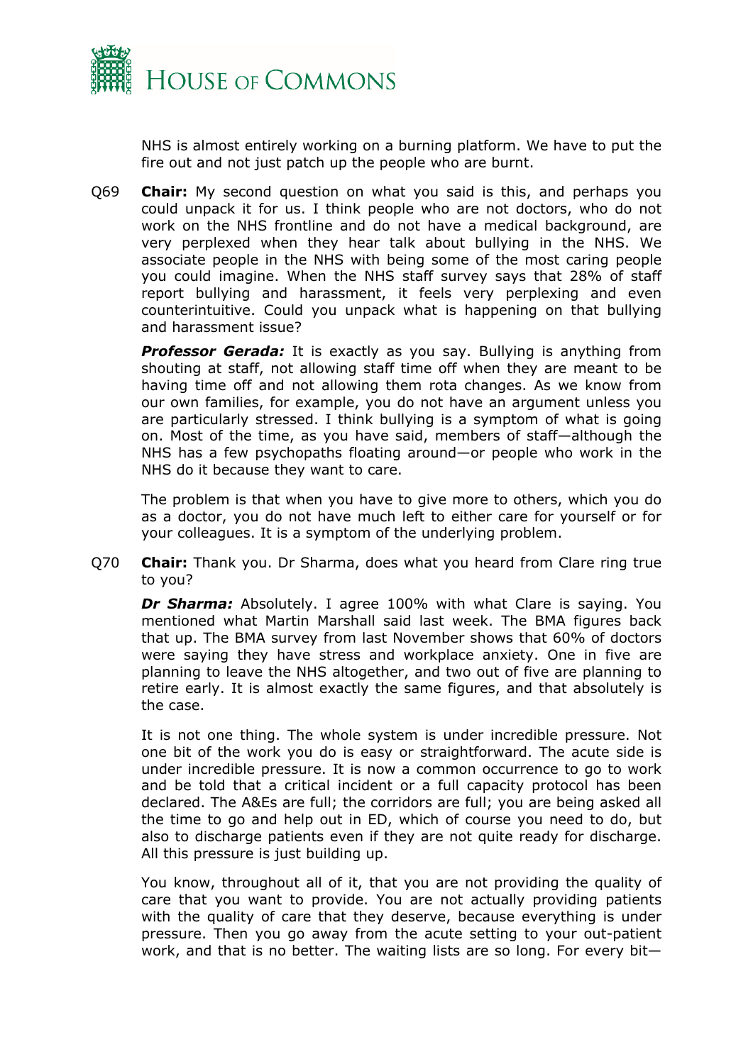NHS is almost entirely working on a burning platform. We have to put the fire out and not just patch up the people who are burnt.

Q69 **Chair:** My second question on what you said is this, and perhaps you could unpack it for us. I think people who are not doctors, who do not work on the NHS frontline and do not have a medical background, are very perplexed when they hear talk about bullying in the NHS. We associate people in the NHS with being some of the most caring people you could imagine. When the NHS staff survey says that 28% of staff report bullying and harassment, it feels very perplexing and even counterintuitive. Could you unpack what is happening on that bullying and harassment issue?

***Professor Gerada:*** It is exactly as you say. Bullying is anything from shouting at staff, not allowing staff time off when they are meant to be having time off and not allowing them rota changes. As we know from our own families, for example, you do not have an argument unless you are particularly stressed. I think bullying is a symptom of what is going on. Most of the time, as you have said, members of staff—although the NHS has a few psychopaths floating around—or people who work in the NHS do it because they want to care.

The problem is that when you have to give more to others, which you do as a doctor, you do not have much left to either care for yourself or for your colleagues. It is a symptom of the underlying problem.

Q70 **Chair:** Thank you. Dr Sharma, does what you heard from Clare ring true to you?

***Dr Sharma:*** Absolutely. I agree 100% with what Clare is saying. You mentioned what Martin Marshall said last week. The BMA figures back that up. The BMA survey from last November shows that 60% of doctors were saying they have stress and workplace anxiety. One in five are planning to leave the NHS altogether, and two out of five are planning to retire early. It is almost exactly the same figures, and that absolutely is the case.

It is not one thing. The whole system is under incredible pressure. Not one bit of the work you do is easy or straightforward. The acute side is under incredible pressure. It is now a common occurrence to go to work and be told that a critical incident or a full capacity protocol has been declared. The A&Es are full; the corridors are full; you are being asked all the time to go and help out in ED, which of course you need to do, but also to discharge patients even if they are not quite ready for discharge. All this pressure is just building up.

You know, throughout all of it, that you are not providing the quality of care that you want to provide. You are not actually providing patients with the quality of care that they deserve, because everything is under pressure. Then you go away from the acute setting to your out-patient work, and that is no better. The waiting lists are so long. For every bit—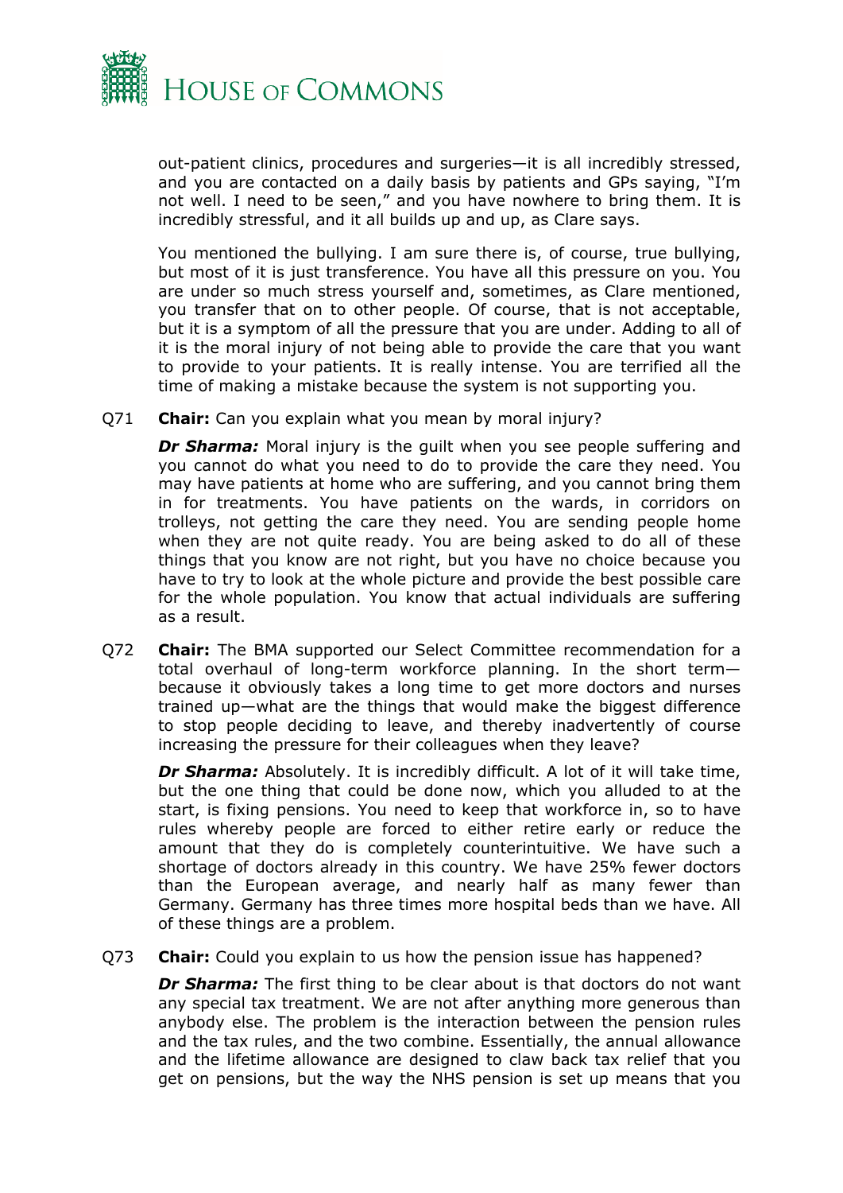out-patient clinics, procedures and surgeries—it is all incredibly stressed, and you are contacted on a daily basis by patients and GPs saying, "I'm not well. I need to be seen," and you have nowhere to bring them. It is incredibly stressful, and it all builds up and up, as Clare says.

You mentioned the bullying. I am sure there is, of course, true bullying, but most of it is just transference. You have all this pressure on you. You are under so much stress yourself and, sometimes, as Clare mentioned, you transfer that on to other people. Of course, that is not acceptable, but it is a symptom of all the pressure that you are under. Adding to all of it is the moral injury of not being able to provide the care that you want to provide to your patients. It is really intense. You are terrified all the time of making a mistake because the system is not supporting you.

Q71 **Chair:** Can you explain what you mean by moral injury?

***Dr Sharma:*** Moral injury is the guilt when you see people suffering and you cannot do what you need to do to provide the care they need. You may have patients at home who are suffering, and you cannot bring them in for treatments. You have patients on the wards, in corridors on trolleys, not getting the care they need. You are sending people home when they are not quite ready. You are being asked to do all of these things that you know are not right, but you have no choice because you have to try to look at the whole picture and provide the best possible care for the whole population. You know that actual individuals are suffering as a result.

Q72 **Chair:** The BMA supported our Select Committee recommendation for a total overhaul of long-term workforce planning. In the short term—because it obviously takes a long time to get more doctors and nurses trained up—what are the things that would make the biggest difference to stop people deciding to leave, and thereby inadvertently of course increasing the pressure for their colleagues when they leave?

***Dr Sharma:*** Absolutely. It is incredibly difficult. A lot of it will take time, but the one thing that could be done now, which you alluded to at the start, is fixing pensions. You need to keep that workforce in, so to have rules whereby people are forced to either retire early or reduce the amount that they do is completely counterintuitive. We have such a shortage of doctors already in this country. We have 25% fewer doctors than the European average, and nearly half as many fewer than Germany. Germany has three times more hospital beds than we have. All of these things are a problem.

Q73 **Chair:** Could you explain to us how the pension issue has happened?

***Dr Sharma:*** The first thing to be clear about is that doctors do not want any special tax treatment. We are not after anything more generous than anybody else. The problem is the interaction between the pension rules and the tax rules, and the two combine. Essentially, the annual allowance and the lifetime allowance are designed to claw back tax relief that you get on pensions, but the way the NHS pension is set up means that you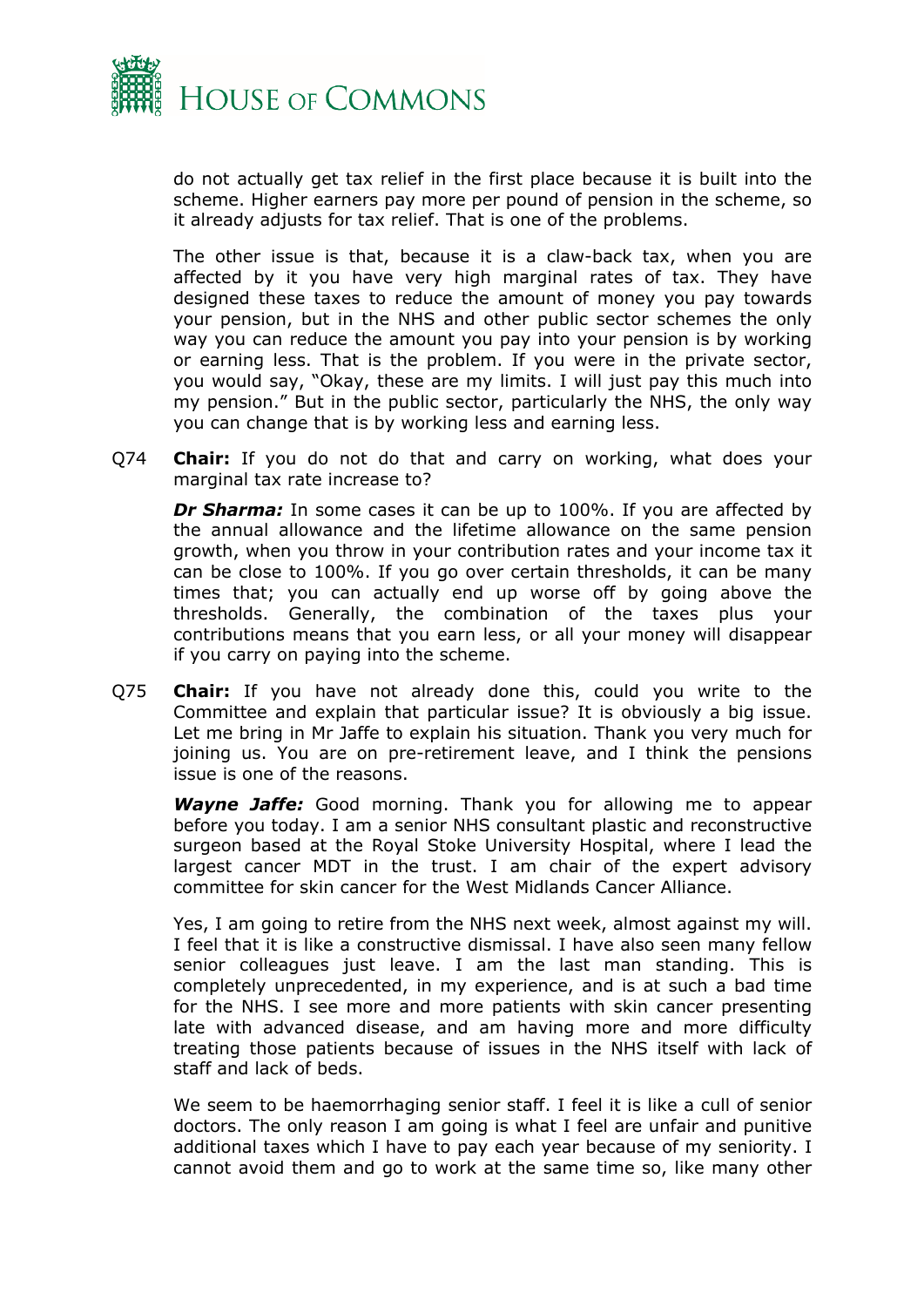do not actually get tax relief in the first place because it is built into the scheme. Higher earners pay more per pound of pension in the scheme, so it already adjusts for tax relief. That is one of the problems.

The other issue is that, because it is a claw-back tax, when you are affected by it you have very high marginal rates of tax. They have designed these taxes to reduce the amount of money you pay towards your pension, but in the NHS and other public sector schemes the only way you can reduce the amount you pay into your pension is by working or earning less. That is the problem. If you were in the private sector, you would say, "Okay, these are my limits. I will just pay this much into my pension." But in the public sector, particularly the NHS, the only way you can change that is by working less and earning less.

Q74 **Chair:** If you do not do that and carry on working, what does your marginal tax rate increase to?

***Dr Sharma:*** In some cases it can be up to 100%. If you are affected by the annual allowance and the lifetime allowance on the same pension growth, when you throw in your contribution rates and your income tax it can be close to 100%. If you go over certain thresholds, it can be many times that; you can actually end up worse off by going above the thresholds. Generally, the combination of the taxes plus your contributions means that you earn less, or all your money will disappear if you carry on paying into the scheme.

Q75 **Chair:** If you have not already done this, could you write to the Committee and explain that particular issue? It is obviously a big issue. Let me bring in Mr Jaffe to explain his situation. Thank you very much for joining us. You are on pre-retirement leave, and I think the pensions issue is one of the reasons.

***Wayne Jaffe:*** Good morning. Thank you for allowing me to appear before you today. I am a senior NHS consultant plastic and reconstructive surgeon based at the Royal Stoke University Hospital, where I lead the largest cancer MDT in the trust. I am chair of the expert advisory committee for skin cancer for the West Midlands Cancer Alliance.

Yes, I am going to retire from the NHS next week, almost against my will. I feel that it is like a constructive dismissal. I have also seen many fellow senior colleagues just leave. I am the last man standing. This is completely unprecedented, in my experience, and is at such a bad time for the NHS. I see more and more patients with skin cancer presenting late with advanced disease, and am having more and more difficulty treating those patients because of issues in the NHS itself with lack of staff and lack of beds.

We seem to be haemorrhaging senior staff. I feel it is like a cull of senior doctors. The only reason I am going is what I feel are unfair and punitive additional taxes which I have to pay each year because of my seniority. I cannot avoid them and go to work at the same time so, like many other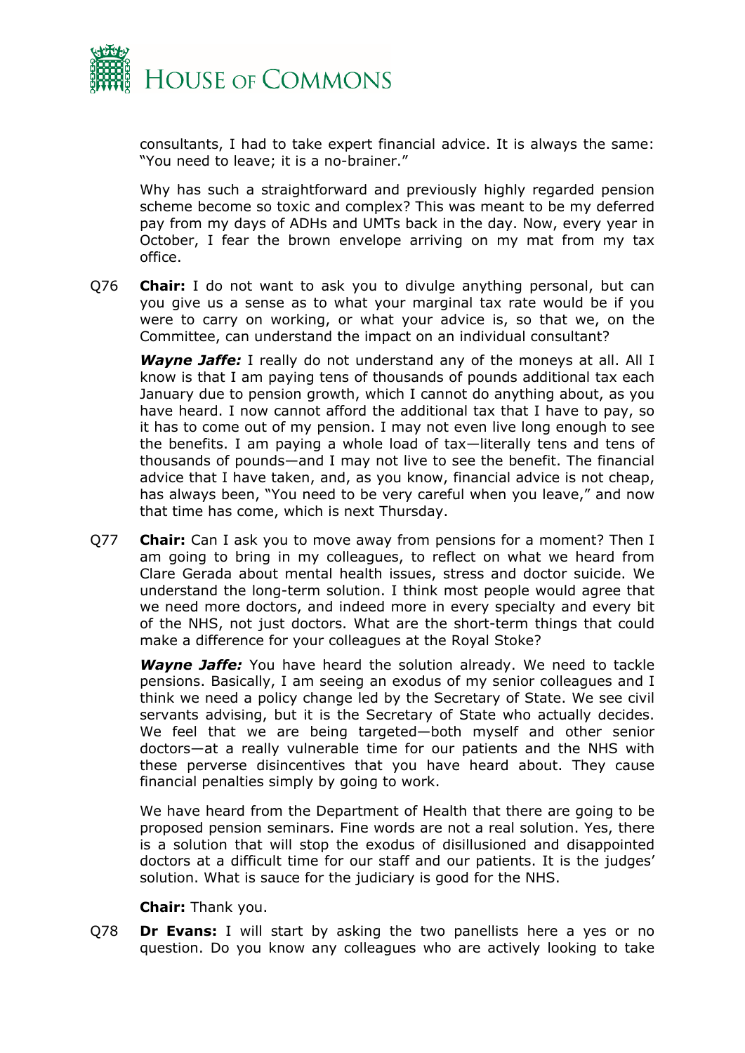consultants, I had to take expert financial advice. It is always the same: "You need to leave; it is a no-brainer."

Why has such a straightforward and previously highly regarded pension scheme become so toxic and complex? This was meant to be my deferred pay from my days of ADHs and UMTs back in the day. Now, every year in October, I fear the brown envelope arriving on my mat from my tax office.

Q76 **Chair:** I do not want to ask you to divulge anything personal, but can you give us a sense as to what your marginal tax rate would be if you were to carry on working, or what your advice is, so that we, on the Committee, can understand the impact on an individual consultant?

***Wayne Jaffe:*** I really do not understand any of the moneys at all. All I know is that I am paying tens of thousands of pounds additional tax each January due to pension growth, which I cannot do anything about, as you have heard. I now cannot afford the additional tax that I have to pay, so it has to come out of my pension. I may not even live long enough to see the benefits. I am paying a whole load of tax—literally tens and tens of thousands of pounds—and I may not live to see the benefit. The financial advice that I have taken, and, as you know, financial advice is not cheap, has always been, "You need to be very careful when you leave," and now that time has come, which is next Thursday.

Q77 **Chair:** Can I ask you to move away from pensions for a moment? Then I am going to bring in my colleagues, to reflect on what we heard from Clare Gerada about mental health issues, stress and doctor suicide. We understand the long-term solution. I think most people would agree that we need more doctors, and indeed more in every specialty and every bit of the NHS, not just doctors. What are the short-term things that could make a difference for your colleagues at the Royal Stoke?

***Wayne Jaffe:*** You have heard the solution already. We need to tackle pensions. Basically, I am seeing an exodus of my senior colleagues and I think we need a policy change led by the Secretary of State. We see civil servants advising, but it is the Secretary of State who actually decides. We feel that we are being targeted—both myself and other senior doctors—at a really vulnerable time for our patients and the NHS with these perverse disincentives that you have heard about. They cause financial penalties simply by going to work.

We have heard from the Department of Health that there are going to be proposed pension seminars. Fine words are not a real solution. Yes, there is a solution that will stop the exodus of disillusioned and disappointed doctors at a difficult time for our staff and our patients. It is the judges' solution. What is sauce for the judiciary is good for the NHS.

**Chair:** Thank you.

Q78 **Dr Evans:** I will start by asking the two panellists here a yes or no question. Do you know any colleagues who are actively looking to take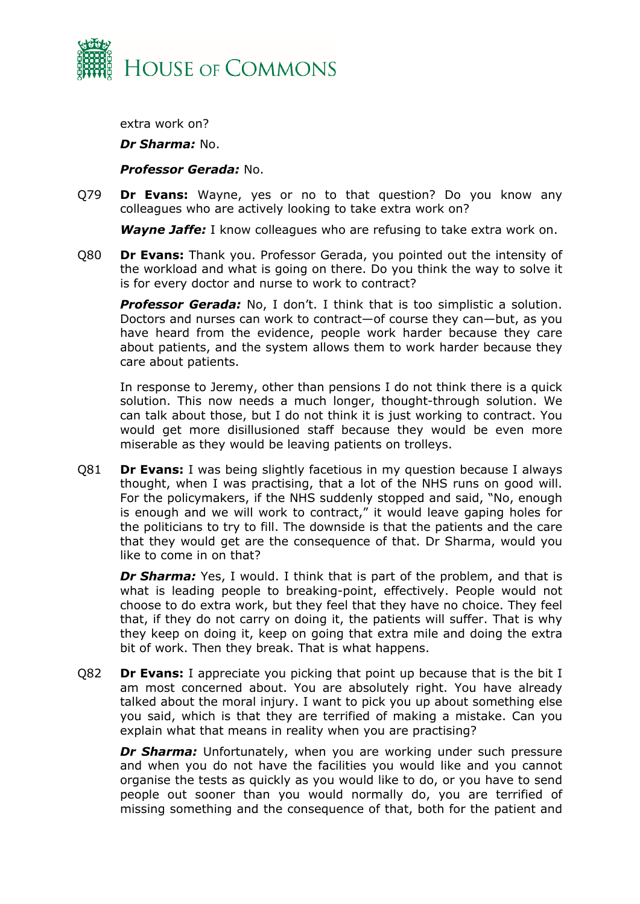extra work on?

***Dr Sharma:*** No.

***Professor Gerada:*** No.

Q79 **Dr Evans:** Wayne, yes or no to that question? Do you know any colleagues who are actively looking to take extra work on?

***Wayne Jaffe:*** I know colleagues who are refusing to take extra work on.

Q80 **Dr Evans:** Thank you. Professor Gerada, you pointed out the intensity of the workload and what is going on there. Do you think the way to solve it is for every doctor and nurse to work to contract?

***Professor Gerada:*** No, I don't. I think that is too simplistic a solution. Doctors and nurses can work to contract—of course they can—but, as you have heard from the evidence, people work harder because they care about patients, and the system allows them to work harder because they care about patients.

In response to Jeremy, other than pensions I do not think there is a quick solution. This now needs a much longer, thought-through solution. We can talk about those, but I do not think it is just working to contract. You would get more disillusioned staff because they would be even more miserable as they would be leaving patients on trolleys.

Q81 **Dr Evans:** I was being slightly facetious in my question because I always thought, when I was practising, that a lot of the NHS runs on good will. For the policymakers, if the NHS suddenly stopped and said, "No, enough is enough and we will work to contract," it would leave gaping holes for the politicians to try to fill. The downside is that the patients and the care that they would get are the consequence of that. Dr Sharma, would you like to come in on that?

***Dr Sharma:*** Yes, I would. I think that is part of the problem, and that is what is leading people to breaking-point, effectively. People would not choose to do extra work, but they feel that they have no choice. They feel that, if they do not carry on doing it, the patients will suffer. That is why they keep on doing it, keep on going that extra mile and doing the extra bit of work. Then they break. That is what happens.

Q82 **Dr Evans:** I appreciate you picking that point up because that is the bit I am most concerned about. You are absolutely right. You have already talked about the moral injury. I want to pick you up about something else you said, which is that they are terrified of making a mistake. Can you explain what that means in reality when you are practising?

***Dr Sharma:*** Unfortunately, when you are working under such pressure and when you do not have the facilities you would like and you cannot organise the tests as quickly as you would like to do, or you have to send people out sooner than you would normally do, you are terrified of missing something and the consequence of that, both for the patient and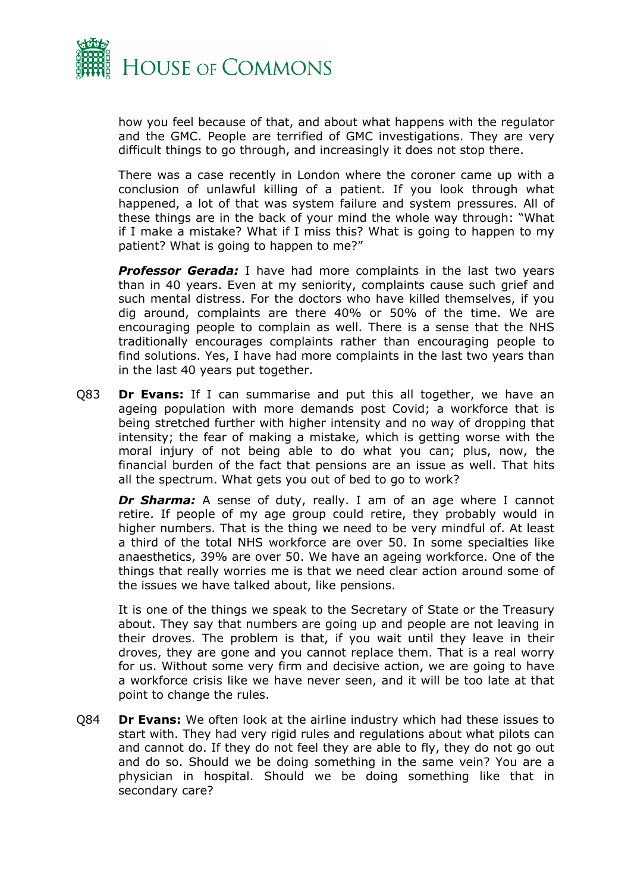how you feel because of that, and about what happens with the regulator and the GMC. People are terrified of GMC investigations. They are very difficult things to go through, and increasingly it does not stop there.

There was a case recently in London where the coroner came up with a conclusion of unlawful killing of a patient. If you look through what happened, a lot of that was system failure and system pressures. All of these things are in the back of your mind the whole way through: "What if I make a mistake? What if I miss this? What is going to happen to my patient? What is going to happen to me?"

***Professor Gerada:*** I have had more complaints in the last two years than in 40 years. Even at my seniority, complaints cause such grief and such mental distress. For the doctors who have killed themselves, if you dig around, complaints are there 40% or 50% of the time. We are encouraging people to complain as well. There is a sense that the NHS traditionally encourages complaints rather than encouraging people to find solutions. Yes, I have had more complaints in the last two years than in the last 40 years put together.

Q83 **Dr Evans:** If I can summarise and put this all together, we have an ageing population with more demands post Covid; a workforce that is being stretched further with higher intensity and no way of dropping that intensity; the fear of making a mistake, which is getting worse with the moral injury of not being able to do what you can; plus, now, the financial burden of the fact that pensions are an issue as well. That hits all the spectrum. What gets you out of bed to go to work?

***Dr Sharma:*** A sense of duty, really. I am of an age where I cannot retire. If people of my age group could retire, they probably would in higher numbers. That is the thing we need to be very mindful of. At least a third of the total NHS workforce are over 50. In some specialties like anaesthetics, 39% are over 50. We have an ageing workforce. One of the things that really worries me is that we need clear action around some of the issues we have talked about, like pensions.

It is one of the things we speak to the Secretary of State or the Treasury about. They say that numbers are going up and people are not leaving in their droves. The problem is that, if you wait until they leave in their droves, they are gone and you cannot replace them. That is a real worry for us. Without some very firm and decisive action, we are going to have a workforce crisis like we have never seen, and it will be too late at that point to change the rules.

Q84 **Dr Evans:** We often look at the airline industry which had these issues to start with. They had very rigid rules and regulations about what pilots can and cannot do. If they do not feel they are able to fly, they do not go out and do so. Should we be doing something in the same vein? You are a physician in hospital. Should we be doing something like that in secondary care?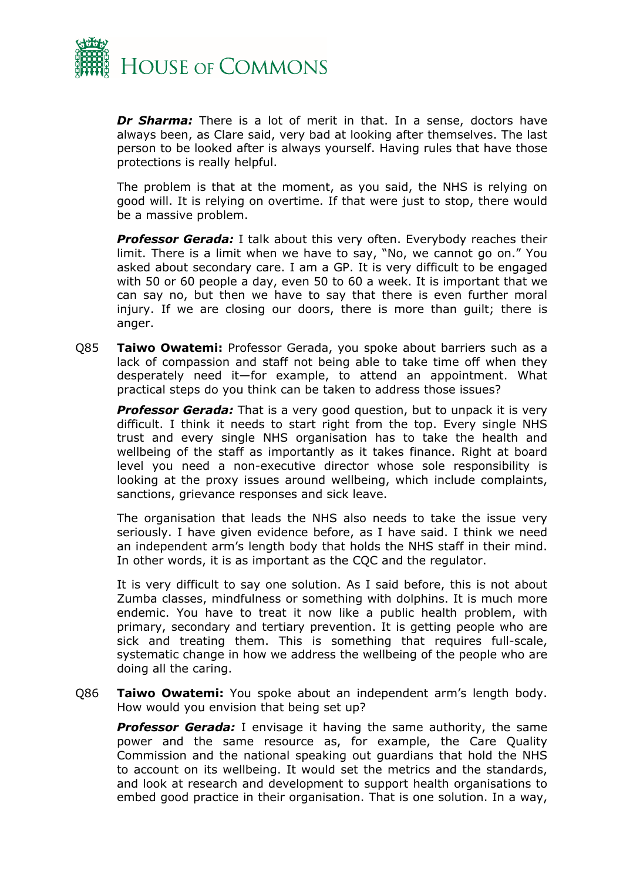***Dr Sharma:*** There is a lot of merit in that. In a sense, doctors have always been, as Clare said, very bad at looking after themselves. The last person to be looked after is always yourself. Having rules that have those protections is really helpful.

The problem is that at the moment, as you said, the NHS is relying on good will. It is relying on overtime. If that were just to stop, there would be a massive problem.

***Professor Gerada:*** I talk about this very often. Everybody reaches their limit. There is a limit when we have to say, "No, we cannot go on." You asked about secondary care. I am a GP. It is very difficult to be engaged with 50 or 60 people a day, even 50 to 60 a week. It is important that we can say no, but then we have to say that there is even further moral injury. If we are closing our doors, there is more than guilt; there is anger.

Q85 **Taiwo Owatemi:** Professor Gerada, you spoke about barriers such as a lack of compassion and staff not being able to take time off when they desperately need it—for example, to attend an appointment. What practical steps do you think can be taken to address those issues?

***Professor Gerada:*** That is a very good question, but to unpack it is very difficult. I think it needs to start right from the top. Every single NHS trust and every single NHS organisation has to take the health and wellbeing of the staff as importantly as it takes finance. Right at board level you need a non-executive director whose sole responsibility is looking at the proxy issues around wellbeing, which include complaints, sanctions, grievance responses and sick leave.

The organisation that leads the NHS also needs to take the issue very seriously. I have given evidence before, as I have said. I think we need an independent arm's length body that holds the NHS staff in their mind. In other words, it is as important as the CQC and the regulator.

It is very difficult to say one solution. As I said before, this is not about Zumba classes, mindfulness or something with dolphins. It is much more endemic. You have to treat it now like a public health problem, with primary, secondary and tertiary prevention. It is getting people who are sick and treating them. This is something that requires full-scale, systematic change in how we address the wellbeing of the people who are doing all the caring.

Q86 **Taiwo Owatemi:** You spoke about an independent arm's length body. How would you envision that being set up?

***Professor Gerada:*** I envisage it having the same authority, the same power and the same resource as, for example, the Care Quality Commission and the national speaking out guardians that hold the NHS to account on its wellbeing. It would set the metrics and the standards, and look at research and development to support health organisations to embed good practice in their organisation. That is one solution. In a way,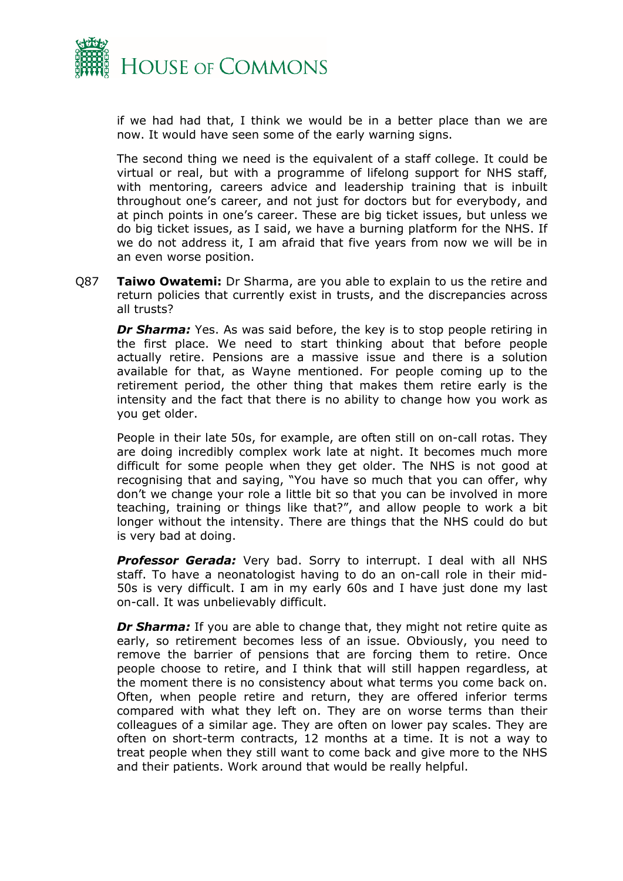if we had had that, I think we would be in a better place than we are now. It would have seen some of the early warning signs.

The second thing we need is the equivalent of a staff college. It could be virtual or real, but with a programme of lifelong support for NHS staff, with mentoring, careers advice and leadership training that is inbuilt throughout one's career, and not just for doctors but for everybody, and at pinch points in one's career. These are big ticket issues, but unless we do big ticket issues, as I said, we have a burning platform for the NHS. If we do not address it, I am afraid that five years from now we will be in an even worse position.

Q87 **Taiwo Owatemi:** Dr Sharma, are you able to explain to us the retire and return policies that currently exist in trusts, and the discrepancies across all trusts?

***Dr Sharma:*** Yes. As was said before, the key is to stop people retiring in the first place. We need to start thinking about that before people actually retire. Pensions are a massive issue and there is a solution available for that, as Wayne mentioned. For people coming up to the retirement period, the other thing that makes them retire early is the intensity and the fact that there is no ability to change how you work as you get older.

People in their late 50s, for example, are often still on on-call rotas. They are doing incredibly complex work late at night. It becomes much more difficult for some people when they get older. The NHS is not good at recognising that and saying, "You have so much that you can offer, why don't we change your role a little bit so that you can be involved in more teaching, training or things like that?", and allow people to work a bit longer without the intensity. There are things that the NHS could do but is very bad at doing.

***Professor Gerada:*** Very bad. Sorry to interrupt. I deal with all NHS staff. To have a neonatologist having to do an on-call role in their mid-50s is very difficult. I am in my early 60s and I have just done my last on-call. It was unbelievably difficult.

***Dr Sharma:*** If you are able to change that, they might not retire quite as early, so retirement becomes less of an issue. Obviously, you need to remove the barrier of pensions that are forcing them to retire. Once people choose to retire, and I think that will still happen regardless, at the moment there is no consistency about what terms you come back on. Often, when people retire and return, they are offered inferior terms compared with what they left on. They are on worse terms than their colleagues of a similar age. They are often on lower pay scales. They are often on short-term contracts, 12 months at a time. It is not a way to treat people when they still want to come back and give more to the NHS and their patients. Work around that would be really helpful.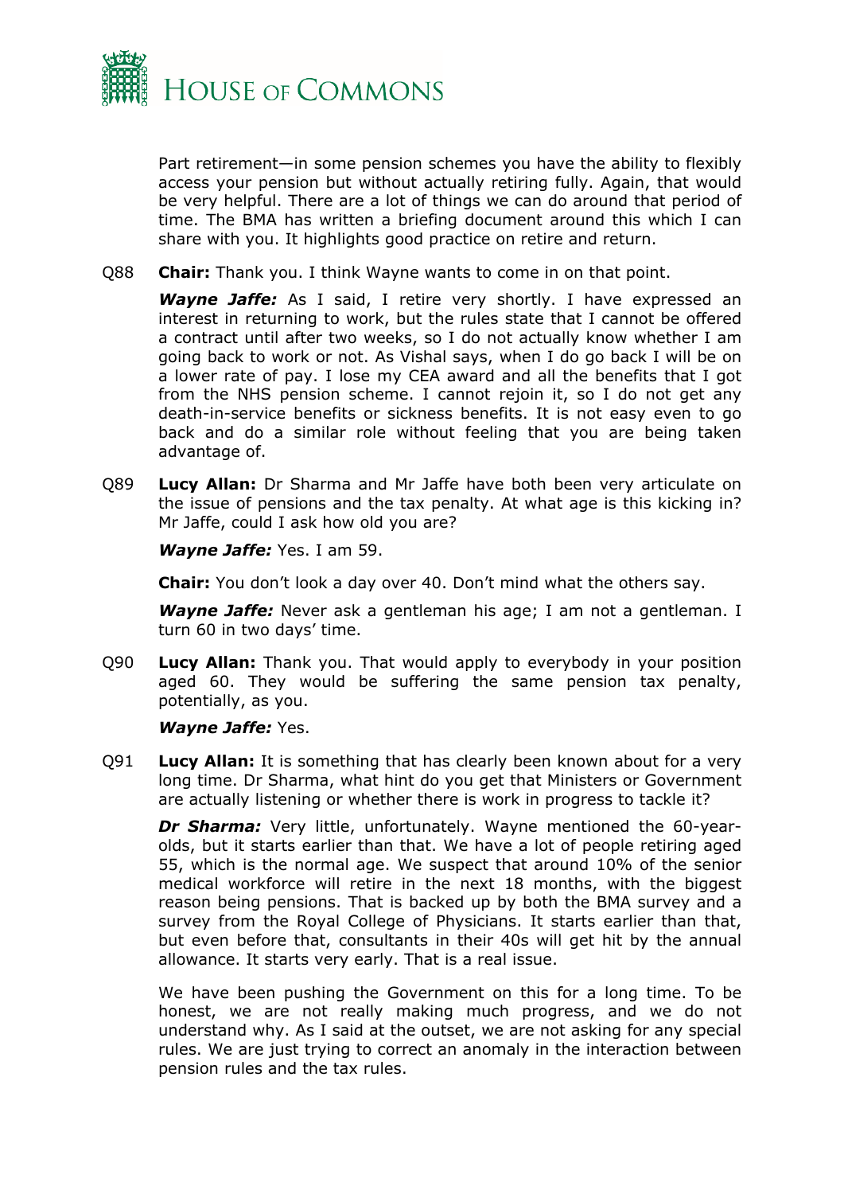Part retirement—in some pension schemes you have the ability to flexibly access your pension but without actually retiring fully. Again, that would be very helpful. There are a lot of things we can do around that period of time. The BMA has written a briefing document around this which I can share with you. It highlights good practice on retire and return.

Q88 **Chair:** Thank you. I think Wayne wants to come in on that point.

***Wayne Jaffe:*** As I said, I retire very shortly. I have expressed an interest in returning to work, but the rules state that I cannot be offered a contract until after two weeks, so I do not actually know whether I am going back to work or not. As Vishal says, when I do go back I will be on a lower rate of pay. I lose my CEA award and all the benefits that I got from the NHS pension scheme. I cannot rejoin it, so I do not get any death-in-service benefits or sickness benefits. It is not easy even to go back and do a similar role without feeling that you are being taken advantage of.

Q89 **Lucy Allan:** Dr Sharma and Mr Jaffe have both been very articulate on the issue of pensions and the tax penalty. At what age is this kicking in? Mr Jaffe, could I ask how old you are?

***Wayne Jaffe:*** Yes. I am 59.

**Chair:** You don't look a day over 40. Don't mind what the others say.

***Wayne Jaffe:*** Never ask a gentleman his age; I am not a gentleman. I turn 60 in two days' time.

Q90 **Lucy Allan:** Thank you. That would apply to everybody in your position aged 60. They would be suffering the same pension tax penalty, potentially, as you.

***Wayne Jaffe:*** Yes.

Q91 **Lucy Allan:** It is something that has clearly been known about for a very long time. Dr Sharma, what hint do you get that Ministers or Government are actually listening or whether there is work in progress to tackle it?

***Dr Sharma:*** Very little, unfortunately. Wayne mentioned the 60-year-olds, but it starts earlier than that. We have a lot of people retiring aged 55, which is the normal age. We suspect that around 10% of the senior medical workforce will retire in the next 18 months, with the biggest reason being pensions. That is backed up by both the BMA survey and a survey from the Royal College of Physicians. It starts earlier than that, but even before that, consultants in their 40s will get hit by the annual allowance. It starts very early. That is a real issue.

We have been pushing the Government on this for a long time. To be honest, we are not really making much progress, and we do not understand why. As I said at the outset, we are not asking for any special rules. We are just trying to correct an anomaly in the interaction between pension rules and the tax rules.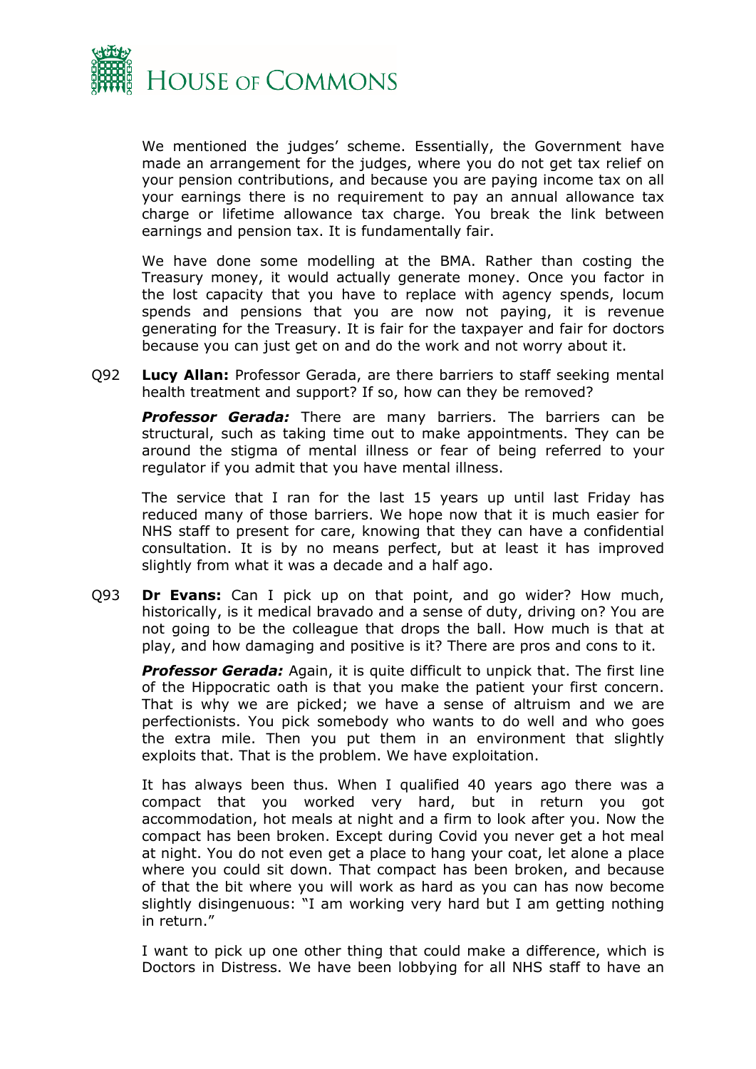We mentioned the judges' scheme. Essentially, the Government have made an arrangement for the judges, where you do not get tax relief on your pension contributions, and because you are paying income tax on all your earnings there is no requirement to pay an annual allowance tax charge or lifetime allowance tax charge. You break the link between earnings and pension tax. It is fundamentally fair.

We have done some modelling at the BMA. Rather than costing the Treasury money, it would actually generate money. Once you factor in the lost capacity that you have to replace with agency spends, locum spends and pensions that you are now not paying, it is revenue generating for the Treasury. It is fair for the taxpayer and fair for doctors because you can just get on and do the work and not worry about it.

Q92 **Lucy Allan:** Professor Gerada, are there barriers to staff seeking mental health treatment and support? If so, how can they be removed?

***Professor Gerada:*** There are many barriers. The barriers can be structural, such as taking time out to make appointments. They can be around the stigma of mental illness or fear of being referred to your regulator if you admit that you have mental illness.

The service that I ran for the last 15 years up until last Friday has reduced many of those barriers. We hope now that it is much easier for NHS staff to present for care, knowing that they can have a confidential consultation. It is by no means perfect, but at least it has improved slightly from what it was a decade and a half ago.

Q93 **Dr Evans:** Can I pick up on that point, and go wider? How much, historically, is it medical bravado and a sense of duty, driving on? You are not going to be the colleague that drops the ball. How much is that at play, and how damaging and positive is it? There are pros and cons to it.

***Professor Gerada:*** Again, it is quite difficult to unpick that. The first line of the Hippocratic oath is that you make the patient your first concern. That is why we are picked; we have a sense of altruism and we are perfectionists. You pick somebody who wants to do well and who goes the extra mile. Then you put them in an environment that slightly exploits that. That is the problem. We have exploitation.

It has always been thus. When I qualified 40 years ago there was a compact that you worked very hard, but in return you got accommodation, hot meals at night and a firm to look after you. Now the compact has been broken. Except during Covid you never get a hot meal at night. You do not even get a place to hang your coat, let alone a place where you could sit down. That compact has been broken, and because of that the bit where you will work as hard as you can has now become slightly disingenuous: "I am working very hard but I am getting nothing in return."

I want to pick up one other thing that could make a difference, which is Doctors in Distress. We have been lobbying for all NHS staff to have an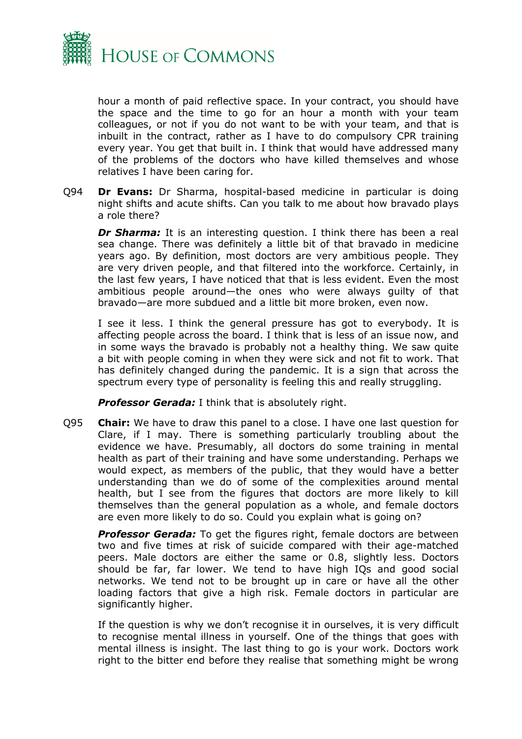hour a month of paid reflective space. In your contract, you should have the space and the time to go for an hour a month with your team colleagues, or not if you do not want to be with your team, and that is inbuilt in the contract, rather as I have to do compulsory CPR training every year. You get that built in. I think that would have addressed many of the problems of the doctors who have killed themselves and whose relatives I have been caring for.

Q94 **Dr Evans:** Dr Sharma, hospital-based medicine in particular is doing night shifts and acute shifts. Can you talk to me about how bravado plays a role there?

***Dr Sharma:*** It is an interesting question. I think there has been a real sea change. There was definitely a little bit of that bravado in medicine years ago. By definition, most doctors are very ambitious people. They are very driven people, and that filtered into the workforce. Certainly, in the last few years, I have noticed that that is less evident. Even the most ambitious people around—the ones who were always guilty of that bravado—are more subdued and a little bit more broken, even now.

I see it less. I think the general pressure has got to everybody. It is affecting people across the board. I think that is less of an issue now, and in some ways the bravado is probably not a healthy thing. We saw quite a bit with people coming in when they were sick and not fit to work. That has definitely changed during the pandemic. It is a sign that across the spectrum every type of personality is feeling this and really struggling.

***Professor Gerada:*** I think that is absolutely right.

Q95 **Chair:** We have to draw this panel to a close. I have one last question for Clare, if I may. There is something particularly troubling about the evidence we have. Presumably, all doctors do some training in mental health as part of their training and have some understanding. Perhaps we would expect, as members of the public, that they would have a better understanding than we do of some of the complexities around mental health, but I see from the figures that doctors are more likely to kill themselves than the general population as a whole, and female doctors are even more likely to do so. Could you explain what is going on?

***Professor Gerada:*** To get the figures right, female doctors are between two and five times at risk of suicide compared with their age-matched peers. Male doctors are either the same or 0.8, slightly less. Doctors should be far, far lower. We tend to have high IQs and good social networks. We tend not to be brought up in care or have all the other loading factors that give a high risk. Female doctors in particular are significantly higher.

If the question is why we don't recognise it in ourselves, it is very difficult to recognise mental illness in yourself. One of the things that goes with mental illness is insight. The last thing to go is your work. Doctors work right to the bitter end before they realise that something might be wrong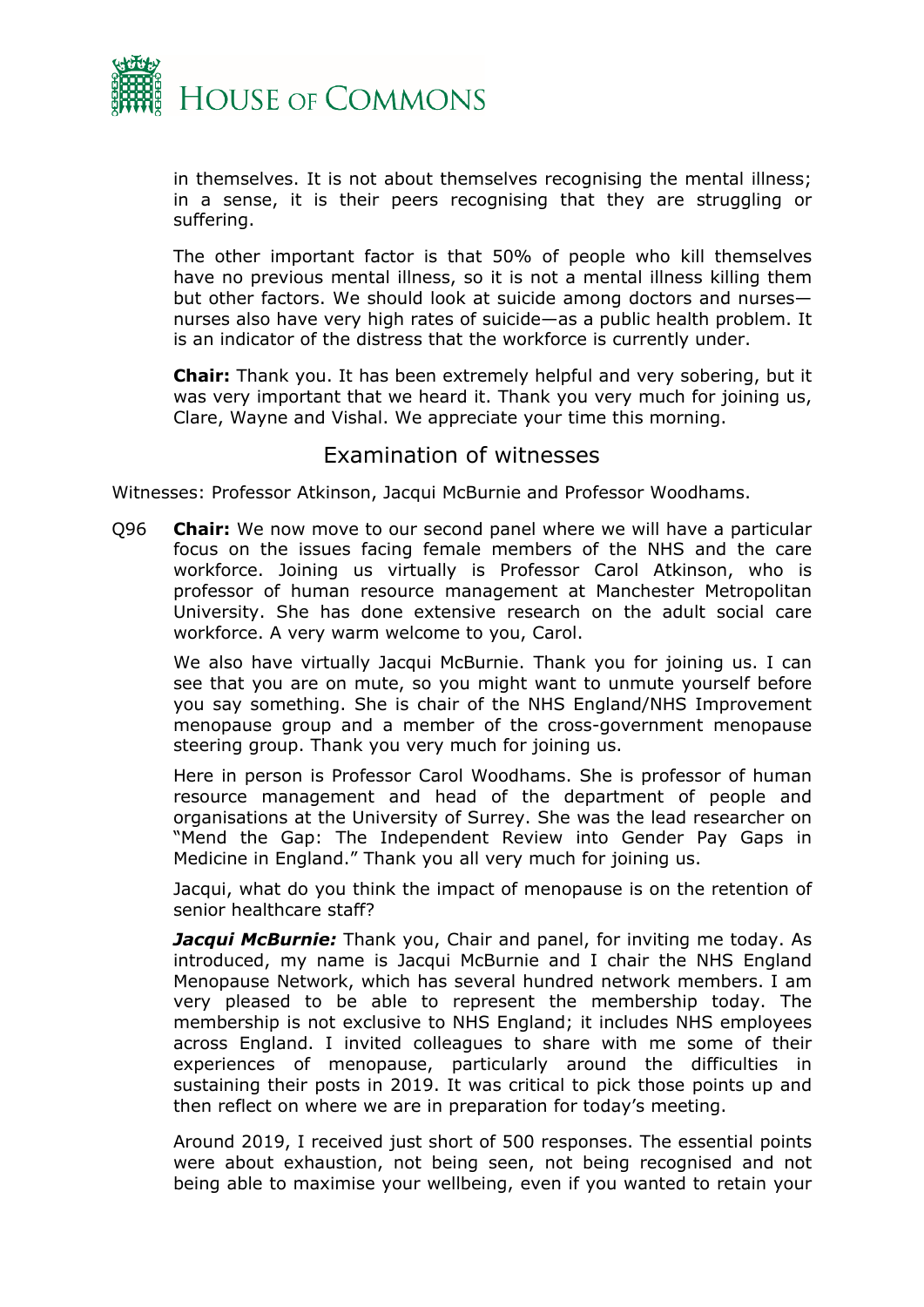in themselves. It is not about themselves recognising the mental illness; in a sense, it is their peers recognising that they are struggling or suffering.

The other important factor is that 50% of people who kill themselves have no previous mental illness, so it is not a mental illness killing them but other factors. We should look at suicide among doctors and nurses—nurses also have very high rates of suicide—as a public health problem. It is an indicator of the distress that the workforce is currently under.

**Chair:** Thank you. It has been extremely helpful and very sobering, but it was very important that we heard it. Thank you very much for joining us, Clare, Wayne and Vishal. We appreciate your time this morning.

## Examination of witnesses

Witnesses: Professor Atkinson, Jacqui McBurnie and Professor Woodhams.

Q96 **Chair:** We now move to our second panel where we will have a particular focus on the issues facing female members of the NHS and the care workforce. Joining us virtually is Professor Carol Atkinson, who is professor of human resource management at Manchester Metropolitan University. She has done extensive research on the adult social care workforce. A very warm welcome to you, Carol.

We also have virtually Jacqui McBurnie. Thank you for joining us. I can see that you are on mute, so you might want to unmute yourself before you say something. She is chair of the NHS England/NHS Improvement menopause group and a member of the cross-government menopause steering group. Thank you very much for joining us.

Here in person is Professor Carol Woodhams. She is professor of human resource management and head of the department of people and organisations at the University of Surrey. She was the lead researcher on "Mend the Gap: The Independent Review into Gender Pay Gaps in Medicine in England." Thank you all very much for joining us.

Jacqui, what do you think the impact of menopause is on the retention of senior healthcare staff?

***Jacqui McBurnie:*** Thank you, Chair and panel, for inviting me today. As introduced, my name is Jacqui McBurnie and I chair the NHS England Menopause Network, which has several hundred network members. I am very pleased to be able to represent the membership today. The membership is not exclusive to NHS England; it includes NHS employees across England. I invited colleagues to share with me some of their experiences of menopause, particularly around the difficulties in sustaining their posts in 2019. It was critical to pick those points up and then reflect on where we are in preparation for today's meeting.

Around 2019, I received just short of 500 responses. The essential points were about exhaustion, not being seen, not being recognised and not being able to maximise your wellbeing, even if you wanted to retain your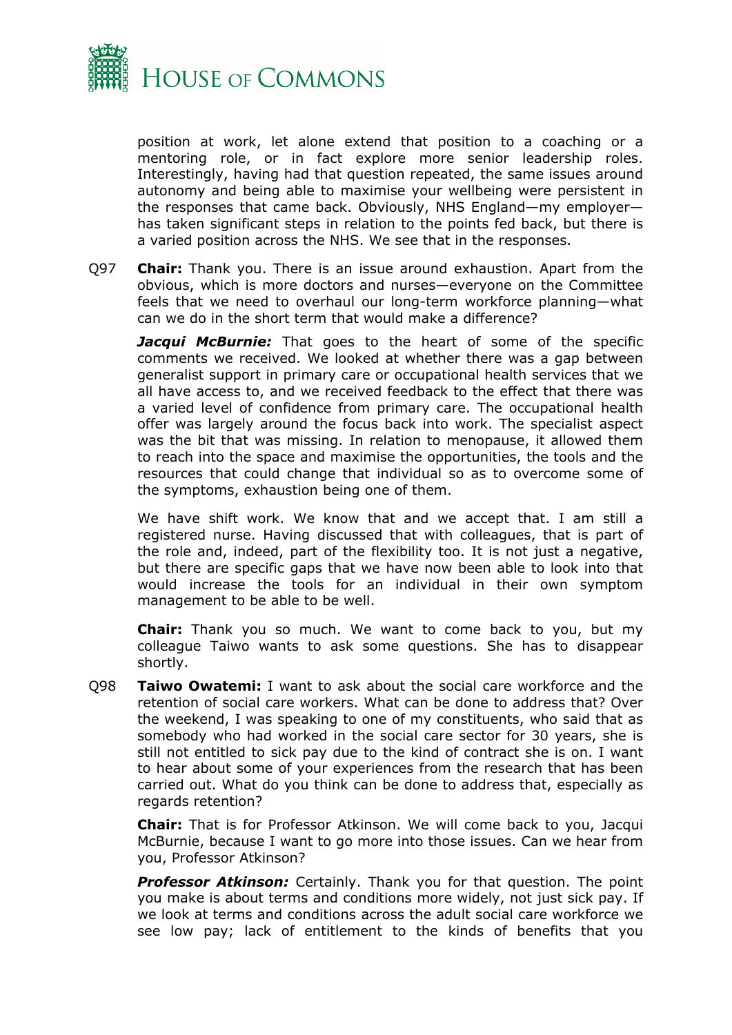position at work, let alone extend that position to a coaching or a mentoring role, or in fact explore more senior leadership roles. Interestingly, having had that question repeated, the same issues around autonomy and being able to maximise your wellbeing were persistent in the responses that came back. Obviously, NHS England—my employer—has taken significant steps in relation to the points fed back, but there is a varied position across the NHS. We see that in the responses.

Q97 **Chair:** Thank you. There is an issue around exhaustion. Apart from the obvious, which is more doctors and nurses—everyone on the Committee feels that we need to overhaul our long-term workforce planning—what can we do in the short term that would make a difference?

***Jacqui McBurnie:*** That goes to the heart of some of the specific comments we received. We looked at whether there was a gap between generalist support in primary care or occupational health services that we all have access to, and we received feedback to the effect that there was a varied level of confidence from primary care. The occupational health offer was largely around the focus back into work. The specialist aspect was the bit that was missing. In relation to menopause, it allowed them to reach into the space and maximise the opportunities, the tools and the resources that could change that individual so as to overcome some of the symptoms, exhaustion being one of them.

We have shift work. We know that and we accept that. I am still a registered nurse. Having discussed that with colleagues, that is part of the role and, indeed, part of the flexibility too. It is not just a negative, but there are specific gaps that we have now been able to look into that would increase the tools for an individual in their own symptom management to be able to be well.

**Chair:** Thank you so much. We want to come back to you, but my colleague Taiwo wants to ask some questions. She has to disappear shortly.

Q98 **Taiwo Owatemi:** I want to ask about the social care workforce and the retention of social care workers. What can be done to address that? Over the weekend, I was speaking to one of my constituents, who said that as somebody who had worked in the social care sector for 30 years, she is still not entitled to sick pay due to the kind of contract she is on. I want to hear about some of your experiences from the research that has been carried out. What do you think can be done to address that, especially as regards retention?

**Chair:** That is for Professor Atkinson. We will come back to you, Jacqui McBurnie, because I want to go more into those issues. Can we hear from you, Professor Atkinson?

***Professor Atkinson:*** Certainly. Thank you for that question. The point you make is about terms and conditions more widely, not just sick pay. If we look at terms and conditions across the adult social care workforce we see low pay; lack of entitlement to the kinds of benefits that you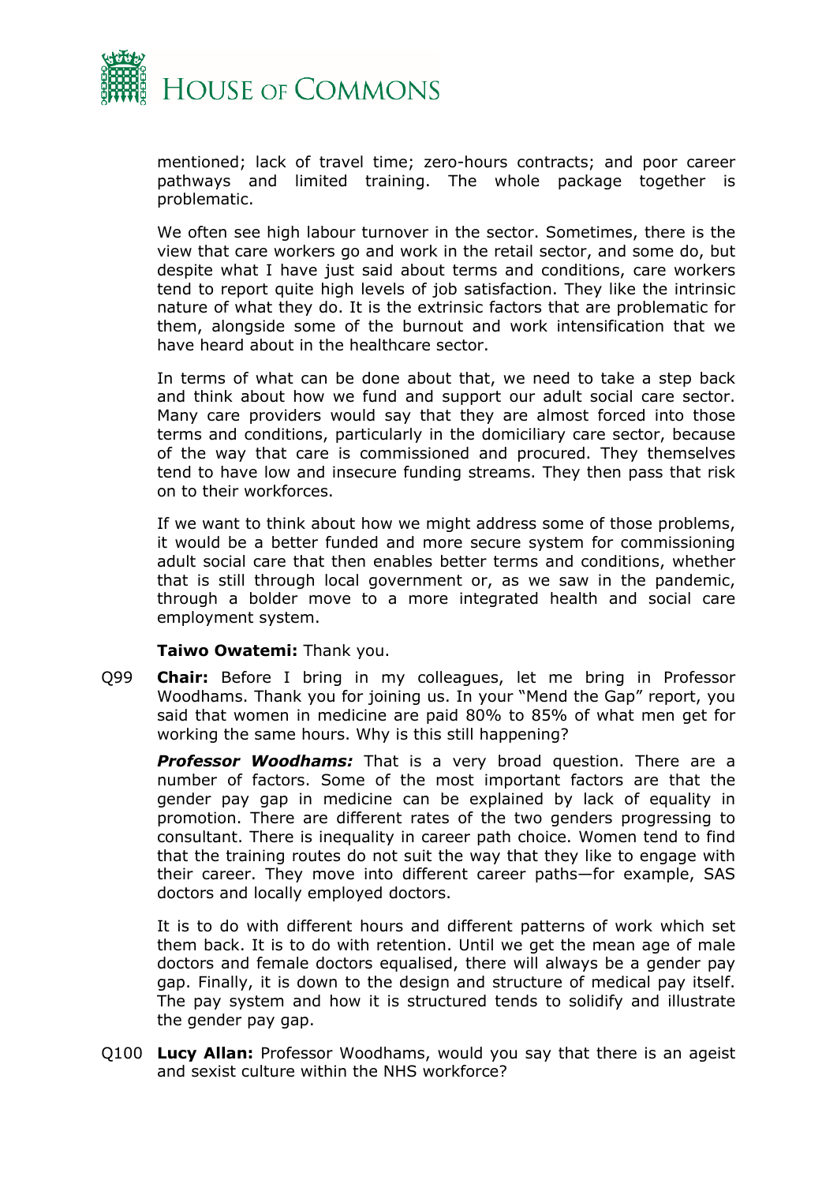mentioned; lack of travel time; zero-hours contracts; and poor career pathways and limited training. The whole package together is problematic.

We often see high labour turnover in the sector. Sometimes, there is the view that care workers go and work in the retail sector, and some do, but despite what I have just said about terms and conditions, care workers tend to report quite high levels of job satisfaction. They like the intrinsic nature of what they do. It is the extrinsic factors that are problematic for them, alongside some of the burnout and work intensification that we have heard about in the healthcare sector.

In terms of what can be done about that, we need to take a step back and think about how we fund and support our adult social care sector. Many care providers would say that they are almost forced into those terms and conditions, particularly in the domiciliary care sector, because of the way that care is commissioned and procured. They themselves tend to have low and insecure funding streams. They then pass that risk on to their workforces.

If we want to think about how we might address some of those problems, it would be a better funded and more secure system for commissioning adult social care that then enables better terms and conditions, whether that is still through local government or, as we saw in the pandemic, through a bolder move to a more integrated health and social care employment system.

**Taiwo Owatemi:** Thank you.

Q99 **Chair:** Before I bring in my colleagues, let me bring in Professor Woodhams. Thank you for joining us. In your "Mend the Gap" report, you said that women in medicine are paid 80% to 85% of what men get for working the same hours. Why is this still happening?

***Professor Woodhams:*** That is a very broad question. There are a number of factors. Some of the most important factors are that the gender pay gap in medicine can be explained by lack of equality in promotion. There are different rates of the two genders progressing to consultant. There is inequality in career path choice. Women tend to find that the training routes do not suit the way that they like to engage with their career. They move into different career paths—for example, SAS doctors and locally employed doctors.

It is to do with different hours and different patterns of work which set them back. It is to do with retention. Until we get the mean age of male doctors and female doctors equalised, there will always be a gender pay gap. Finally, it is down to the design and structure of medical pay itself. The pay system and how it is structured tends to solidify and illustrate the gender pay gap.

Q100 **Lucy Allan:** Professor Woodhams, would you say that there is an ageist and sexist culture within the NHS workforce?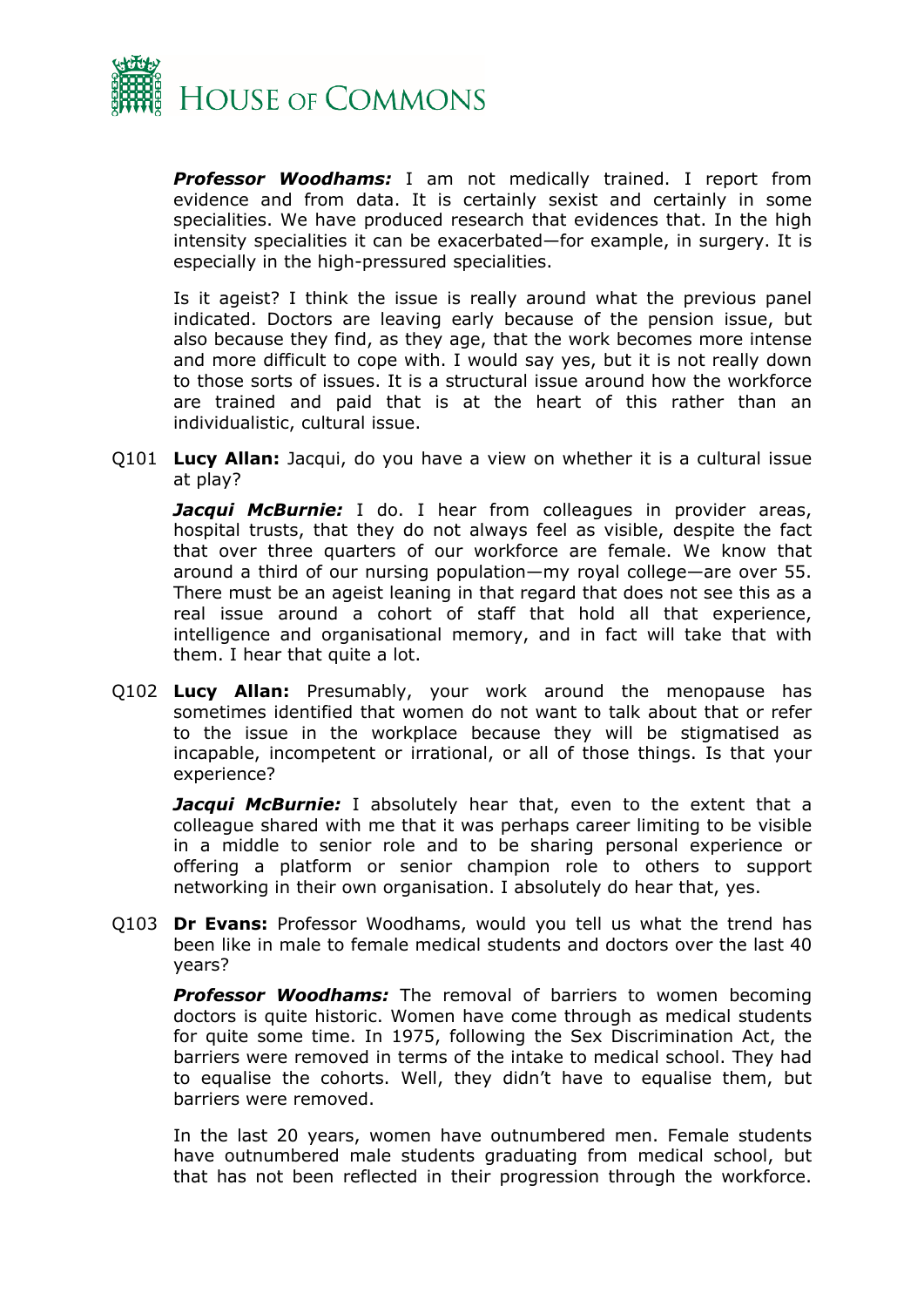***Professor Woodhams:*** I am not medically trained. I report from evidence and from data. It is certainly sexist and certainly in some specialities. We have produced research that evidences that. In the high intensity specialities it can be exacerbated—for example, in surgery. It is especially in the high-pressured specialities.

Is it ageist? I think the issue is really around what the previous panel indicated. Doctors are leaving early because of the pension issue, but also because they find, as they age, that the work becomes more intense and more difficult to cope with. I would say yes, but it is not really down to those sorts of issues. It is a structural issue around how the workforce are trained and paid that is at the heart of this rather than an individualistic, cultural issue.

Q101 **Lucy Allan:** Jacqui, do you have a view on whether it is a cultural issue at play?

***Jacqui McBurnie:*** I do. I hear from colleagues in provider areas, hospital trusts, that they do not always feel as visible, despite the fact that over three quarters of our workforce are female. We know that around a third of our nursing population—my royal college—are over 55. There must be an ageist leaning in that regard that does not see this as a real issue around a cohort of staff that hold all that experience, intelligence and organisational memory, and in fact will take that with them. I hear that quite a lot.

Q102 **Lucy Allan:** Presumably, your work around the menopause has sometimes identified that women do not want to talk about that or refer to the issue in the workplace because they will be stigmatised as incapable, incompetent or irrational, or all of those things. Is that your experience?

***Jacqui McBurnie:*** I absolutely hear that, even to the extent that a colleague shared with me that it was perhaps career limiting to be visible in a middle to senior role and to be sharing personal experience or offering a platform or senior champion role to others to support networking in their own organisation. I absolutely do hear that, yes.

Q103 **Dr Evans:** Professor Woodhams, would you tell us what the trend has been like in male to female medical students and doctors over the last 40 years?

***Professor Woodhams:*** The removal of barriers to women becoming doctors is quite historic. Women have come through as medical students for quite some time. In 1975, following the Sex Discrimination Act, the barriers were removed in terms of the intake to medical school. They had to equalise the cohorts. Well, they didn't have to equalise them, but barriers were removed.

In the last 20 years, women have outnumbered men. Female students have outnumbered male students graduating from medical school, but that has not been reflected in their progression through the workforce.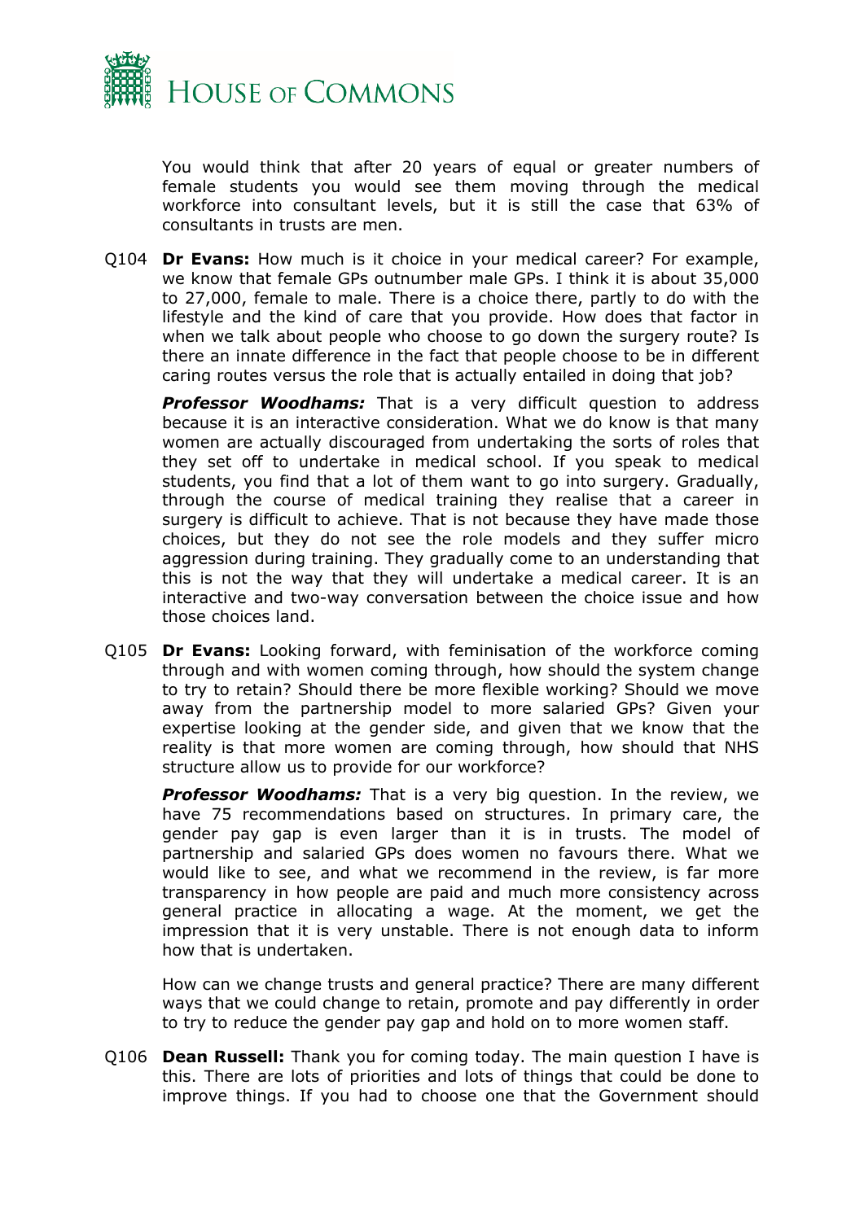You would think that after 20 years of equal or greater numbers of female students you would see them moving through the medical workforce into consultant levels, but it is still the case that 63% of consultants in trusts are men.

Q104 **Dr Evans:** How much is it choice in your medical career? For example, we know that female GPs outnumber male GPs. I think it is about 35,000 to 27,000, female to male. There is a choice there, partly to do with the lifestyle and the kind of care that you provide. How does that factor in when we talk about people who choose to go down the surgery route? Is there an innate difference in the fact that people choose to be in different caring routes versus the role that is actually entailed in doing that job?

***Professor Woodhams:*** That is a very difficult question to address because it is an interactive consideration. What we do know is that many women are actually discouraged from undertaking the sorts of roles that they set off to undertake in medical school. If you speak to medical students, you find that a lot of them want to go into surgery. Gradually, through the course of medical training they realise that a career in surgery is difficult to achieve. That is not because they have made those choices, but they do not see the role models and they suffer micro aggression during training. They gradually come to an understanding that this is not the way that they will undertake a medical career. It is an interactive and two-way conversation between the choice issue and how those choices land.

Q105 **Dr Evans:** Looking forward, with feminisation of the workforce coming through and with women coming through, how should the system change to try to retain? Should there be more flexible working? Should we move away from the partnership model to more salaried GPs? Given your expertise looking at the gender side, and given that we know that the reality is that more women are coming through, how should that NHS structure allow us to provide for our workforce?

***Professor Woodhams:*** That is a very big question. In the review, we have 75 recommendations based on structures. In primary care, the gender pay gap is even larger than it is in trusts. The model of partnership and salaried GPs does women no favours there. What we would like to see, and what we recommend in the review, is far more transparency in how people are paid and much more consistency across general practice in allocating a wage. At the moment, we get the impression that it is very unstable. There is not enough data to inform how that is undertaken.

How can we change trusts and general practice? There are many different ways that we could change to retain, promote and pay differently in order to try to reduce the gender pay gap and hold on to more women staff.

Q106 **Dean Russell:** Thank you for coming today. The main question I have is this. There are lots of priorities and lots of things that could be done to improve things. If you had to choose one that the Government should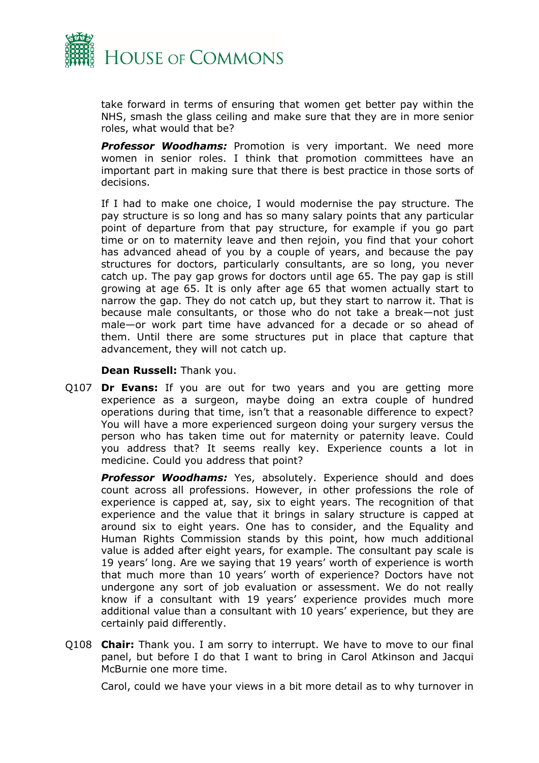take forward in terms of ensuring that women get better pay within the NHS, smash the glass ceiling and make sure that they are in more senior roles, what would that be?

***Professor Woodhams:*** Promotion is very important. We need more women in senior roles. I think that promotion committees have an important part in making sure that there is best practice in those sorts of decisions.

If I had to make one choice, I would modernise the pay structure. The pay structure is so long and has so many salary points that any particular point of departure from that pay structure, for example if you go part time or on to maternity leave and then rejoin, you find that your cohort has advanced ahead of you by a couple of years, and because the pay structures for doctors, particularly consultants, are so long, you never catch up. The pay gap grows for doctors until age 65. The pay gap is still growing at age 65. It is only after age 65 that women actually start to narrow the gap. They do not catch up, but they start to narrow it. That is because male consultants, or those who do not take a break—not just male—or work part time have advanced for a decade or so ahead of them. Until there are some structures put in place that capture that advancement, they will not catch up.

**Dean Russell:** Thank you.

Q107 **Dr Evans:** If you are out for two years and you are getting more experience as a surgeon, maybe doing an extra couple of hundred operations during that time, isn't that a reasonable difference to expect? You will have a more experienced surgeon doing your surgery versus the person who has taken time out for maternity or paternity leave. Could you address that? It seems really key. Experience counts a lot in medicine. Could you address that point?

***Professor Woodhams:*** Yes, absolutely. Experience should and does count across all professions. However, in other professions the role of experience is capped at, say, six to eight years. The recognition of that experience and the value that it brings in salary structure is capped at around six to eight years. One has to consider, and the Equality and Human Rights Commission stands by this point, how much additional value is added after eight years, for example. The consultant pay scale is 19 years' long. Are we saying that 19 years' worth of experience is worth that much more than 10 years' worth of experience? Doctors have not undergone any sort of job evaluation or assessment. We do not really know if a consultant with 19 years' experience provides much more additional value than a consultant with 10 years' experience, but they are certainly paid differently.

Q108 **Chair:** Thank you. I am sorry to interrupt. We have to move to our final panel, but before I do that I want to bring in Carol Atkinson and Jacqui McBurnie one more time.

Carol, could we have your views in a bit more detail as to why turnover in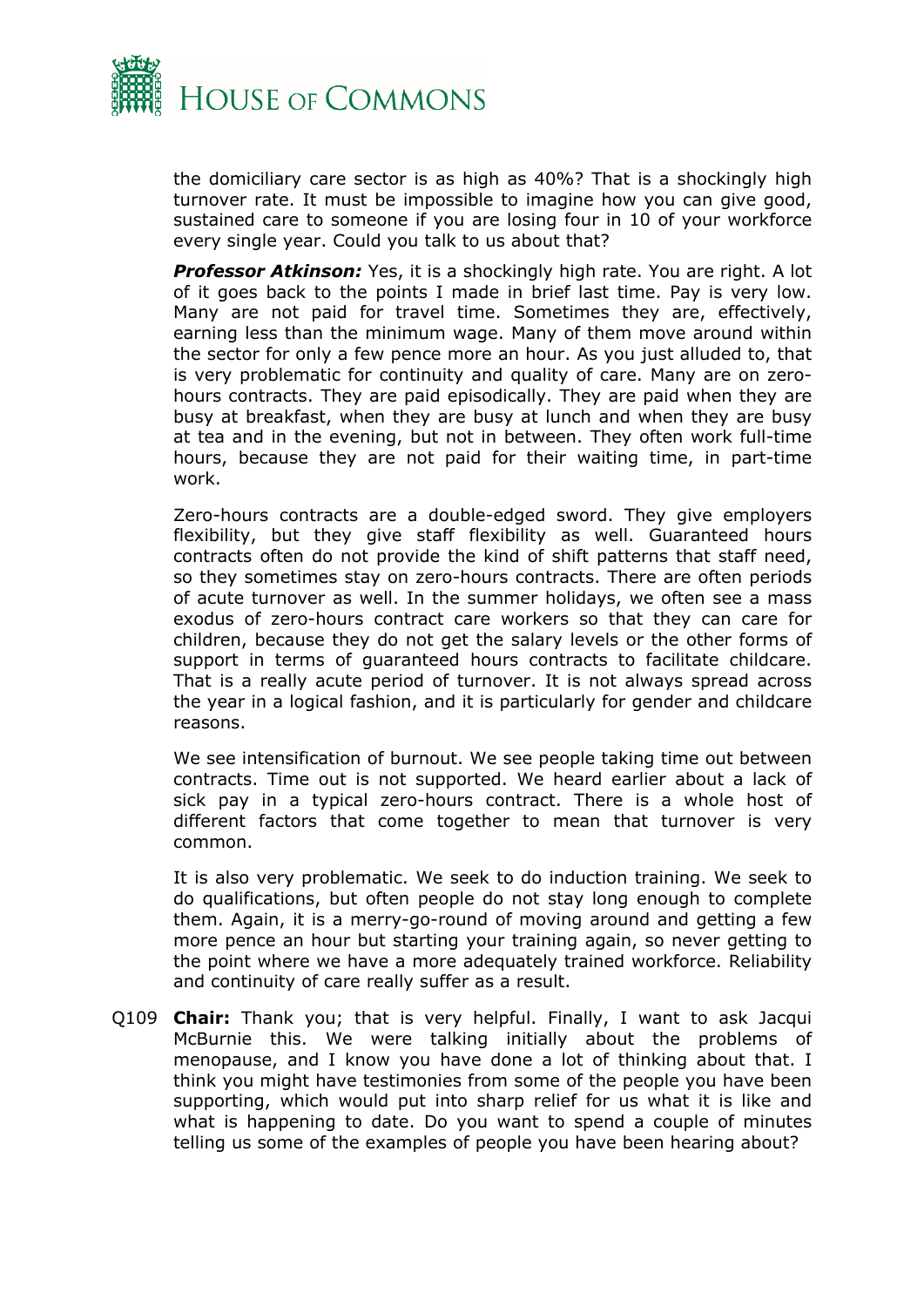the domiciliary care sector is as high as 40%? That is a shockingly high turnover rate. It must be impossible to imagine how you can give good, sustained care to someone if you are losing four in 10 of your workforce every single year. Could you talk to us about that?

***Professor Atkinson:*** Yes, it is a shockingly high rate. You are right. A lot of it goes back to the points I made in brief last time. Pay is very low. Many are not paid for travel time. Sometimes they are, effectively, earning less than the minimum wage. Many of them move around within the sector for only a few pence more an hour. As you just alluded to, that is very problematic for continuity and quality of care. Many are on zero-hours contracts. They are paid episodically. They are paid when they are busy at breakfast, when they are busy at lunch and when they are busy at tea and in the evening, but not in between. They often work full-time hours, because they are not paid for their waiting time, in part-time work.

Zero-hours contracts are a double-edged sword. They give employers flexibility, but they give staff flexibility as well. Guaranteed hours contracts often do not provide the kind of shift patterns that staff need, so they sometimes stay on zero-hours contracts. There are often periods of acute turnover as well. In the summer holidays, we often see a mass exodus of zero-hours contract care workers so that they can care for children, because they do not get the salary levels or the other forms of support in terms of guaranteed hours contracts to facilitate childcare. That is a really acute period of turnover. It is not always spread across the year in a logical fashion, and it is particularly for gender and childcare reasons.

We see intensification of burnout. We see people taking time out between contracts. Time out is not supported. We heard earlier about a lack of sick pay in a typical zero-hours contract. There is a whole host of different factors that come together to mean that turnover is very common.

It is also very problematic. We seek to do induction training. We seek to do qualifications, but often people do not stay long enough to complete them. Again, it is a merry-go-round of moving around and getting a few more pence an hour but starting your training again, so never getting to the point where we have a more adequately trained workforce. Reliability and continuity of care really suffer as a result.

Q109 **Chair:** Thank you; that is very helpful. Finally, I want to ask Jacqui McBurnie this. We were talking initially about the problems of menopause, and I know you have done a lot of thinking about that. I think you might have testimonies from some of the people you have been supporting, which would put into sharp relief for us what it is like and what is happening to date. Do you want to spend a couple of minutes telling us some of the examples of people you have been hearing about?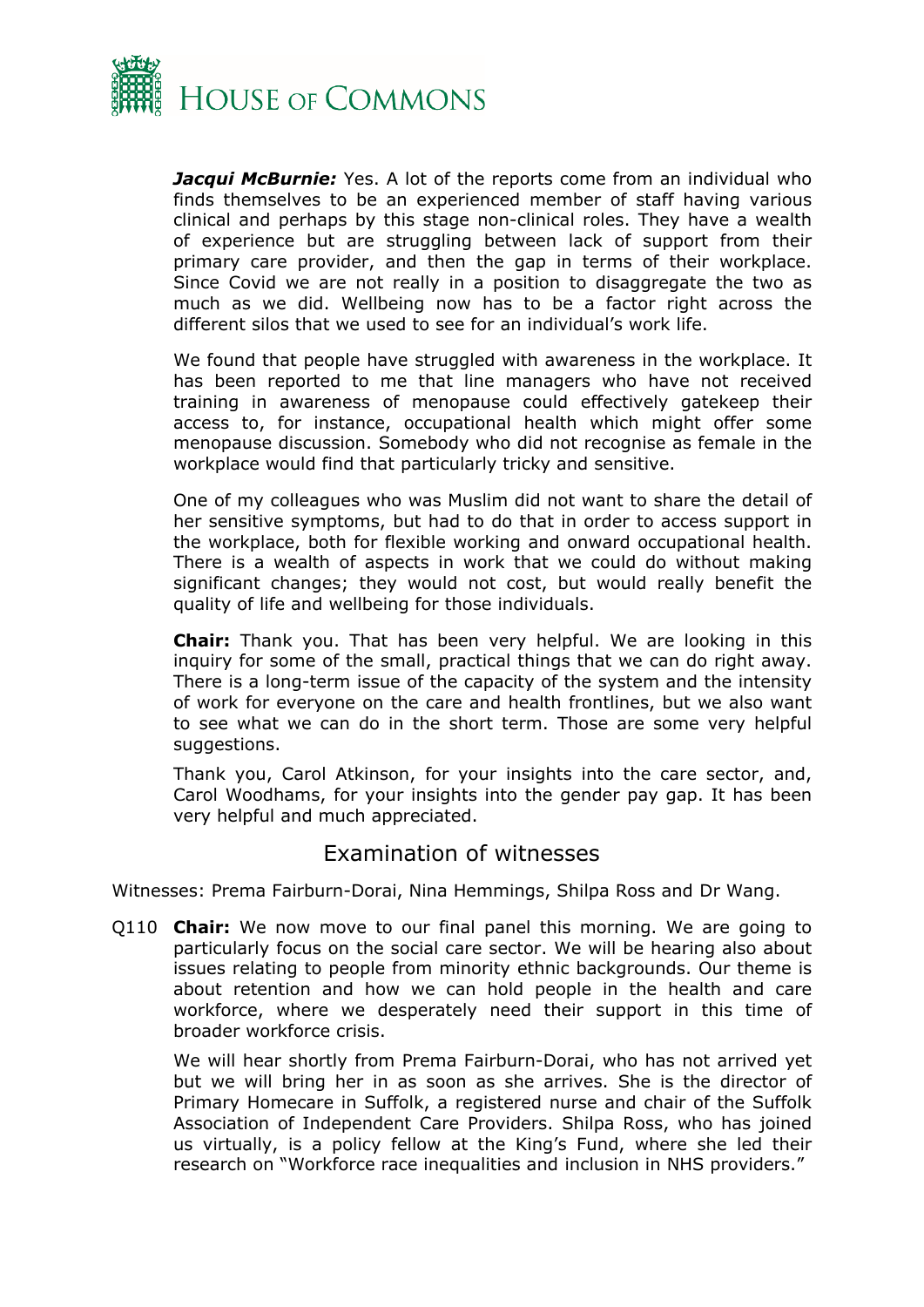***Jacqui McBurnie:*** Yes. A lot of the reports come from an individual who finds themselves to be an experienced member of staff having various clinical and perhaps by this stage non-clinical roles. They have a wealth of experience but are struggling between lack of support from their primary care provider, and then the gap in terms of their workplace. Since Covid we are not really in a position to disaggregate the two as much as we did. Wellbeing now has to be a factor right across the different silos that we used to see for an individual's work life.

We found that people have struggled with awareness in the workplace. It has been reported to me that line managers who have not received training in awareness of menopause could effectively gatekeep their access to, for instance, occupational health which might offer some menopause discussion. Somebody who did not recognise as female in the workplace would find that particularly tricky and sensitive.

One of my colleagues who was Muslim did not want to share the detail of her sensitive symptoms, but had to do that in order to access support in the workplace, both for flexible working and onward occupational health. There is a wealth of aspects in work that we could do without making significant changes; they would not cost, but would really benefit the quality of life and wellbeing for those individuals.

**Chair:** Thank you. That has been very helpful. We are looking in this inquiry for some of the small, practical things that we can do right away. There is a long-term issue of the capacity of the system and the intensity of work for everyone on the care and health frontlines, but we also want to see what we can do in the short term. Those are some very helpful suggestions.

Thank you, Carol Atkinson, for your insights into the care sector, and, Carol Woodhams, for your insights into the gender pay gap. It has been very helpful and much appreciated.

## Examination of witnesses

Witnesses: Prema Fairburn-Dorai, Nina Hemmings, Shilpa Ross and Dr Wang.

Q110 **Chair:** We now move to our final panel this morning. We are going to particularly focus on the social care sector. We will be hearing also about issues relating to people from minority ethnic backgrounds. Our theme is about retention and how we can hold people in the health and care workforce, where we desperately need their support in this time of broader workforce crisis.

We will hear shortly from Prema Fairburn-Dorai, who has not arrived yet but we will bring her in as soon as she arrives. She is the director of Primary Homecare in Suffolk, a registered nurse and chair of the Suffolk Association of Independent Care Providers. Shilpa Ross, who has joined us virtually, is a policy fellow at the King's Fund, where she led their research on "Workforce race inequalities and inclusion in NHS providers."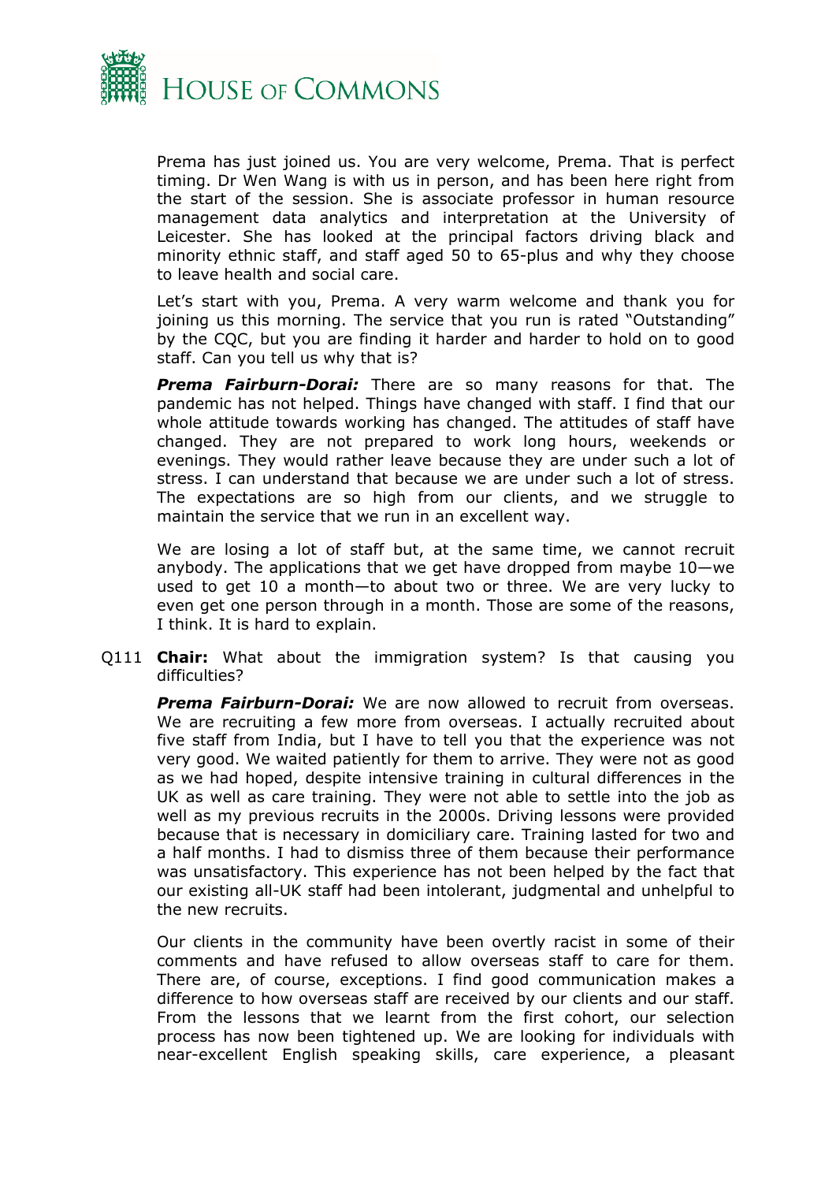Prema has just joined us. You are very welcome, Prema. That is perfect timing. Dr Wen Wang is with us in person, and has been here right from the start of the session. She is associate professor in human resource management data analytics and interpretation at the University of Leicester. She has looked at the principal factors driving black and minority ethnic staff, and staff aged 50 to 65-plus and why they choose to leave health and social care.

Let's start with you, Prema. A very warm welcome and thank you for joining us this morning. The service that you run is rated "Outstanding" by the CQC, but you are finding it harder and harder to hold on to good staff. Can you tell us why that is?

***Prema Fairburn-Dorai:*** There are so many reasons for that. The pandemic has not helped. Things have changed with staff. I find that our whole attitude towards working has changed. The attitudes of staff have changed. They are not prepared to work long hours, weekends or evenings. They would rather leave because they are under such a lot of stress. I can understand that because we are under such a lot of stress. The expectations are so high from our clients, and we struggle to maintain the service that we run in an excellent way.

We are losing a lot of staff but, at the same time, we cannot recruit anybody. The applications that we get have dropped from maybe 10—we used to get 10 a month—to about two or three. We are very lucky to even get one person through in a month. Those are some of the reasons, I think. It is hard to explain.

Q111 **Chair:** What about the immigration system? Is that causing you difficulties?

***Prema Fairburn-Dorai:*** We are now allowed to recruit from overseas. We are recruiting a few more from overseas. I actually recruited about five staff from India, but I have to tell you that the experience was not very good. We waited patiently for them to arrive. They were not as good as we had hoped, despite intensive training in cultural differences in the UK as well as care training. They were not able to settle into the job as well as my previous recruits in the 2000s. Driving lessons were provided because that is necessary in domiciliary care. Training lasted for two and a half months. I had to dismiss three of them because their performance was unsatisfactory. This experience has not been helped by the fact that our existing all-UK staff had been intolerant, judgmental and unhelpful to the new recruits.

Our clients in the community have been overtly racist in some of their comments and have refused to allow overseas staff to care for them. There are, of course, exceptions. I find good communication makes a difference to how overseas staff are received by our clients and our staff. From the lessons that we learnt from the first cohort, our selection process has now been tightened up. We are looking for individuals with near-excellent English speaking skills, care experience, a pleasant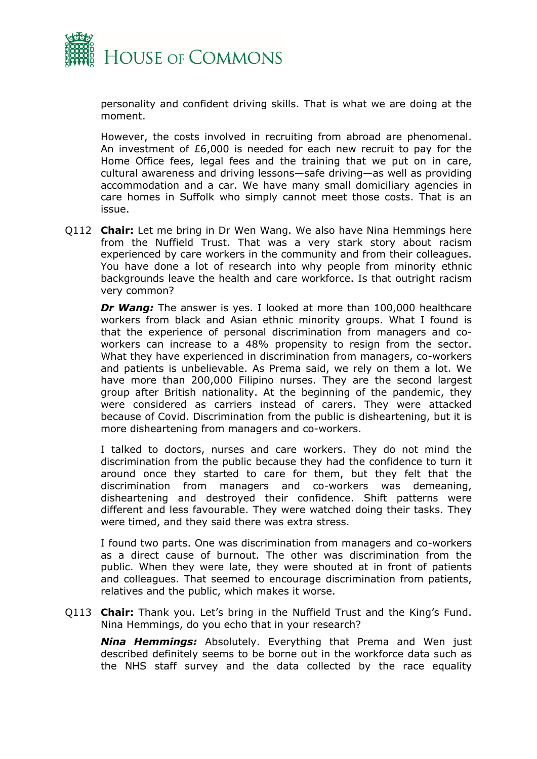personality and confident driving skills. That is what we are doing at the moment.

However, the costs involved in recruiting from abroad are phenomenal. An investment of £6,000 is needed for each new recruit to pay for the Home Office fees, legal fees and the training that we put on in care, cultural awareness and driving lessons—safe driving—as well as providing accommodation and a car. We have many small domiciliary agencies in care homes in Suffolk who simply cannot meet those costs. That is an issue.

Q112 **Chair:** Let me bring in Dr Wen Wang. We also have Nina Hemmings here from the Nuffield Trust. That was a very stark story about racism experienced by care workers in the community and from their colleagues. You have done a lot of research into why people from minority ethnic backgrounds leave the health and care workforce. Is that outright racism very common?

***Dr Wang:*** The answer is yes. I looked at more than 100,000 healthcare workers from black and Asian ethnic minority groups. What I found is that the experience of personal discrimination from managers and co-workers can increase to a 48% propensity to resign from the sector. What they have experienced in discrimination from managers, co-workers and patients is unbelievable. As Prema said, we rely on them a lot. We have more than 200,000 Filipino nurses. They are the second largest group after British nationality. At the beginning of the pandemic, they were considered as carriers instead of carers. They were attacked because of Covid. Discrimination from the public is disheartening, but it is more disheartening from managers and co-workers.

I talked to doctors, nurses and care workers. They do not mind the discrimination from the public because they had the confidence to turn it around once they started to care for them, but they felt that the discrimination from managers and co-workers was demeaning, disheartening and destroyed their confidence. Shift patterns were different and less favourable. They were watched doing their tasks. They were timed, and they said there was extra stress.

I found two parts. One was discrimination from managers and co-workers as a direct cause of burnout. The other was discrimination from the public. When they were late, they were shouted at in front of patients and colleagues. That seemed to encourage discrimination from patients, relatives and the public, which makes it worse.

Q113 **Chair:** Thank you. Let's bring in the Nuffield Trust and the King's Fund. Nina Hemmings, do you echo that in your research?

***Nina Hemmings:*** Absolutely. Everything that Prema and Wen just described definitely seems to be borne out in the workforce data such as the NHS staff survey and the data collected by the race equality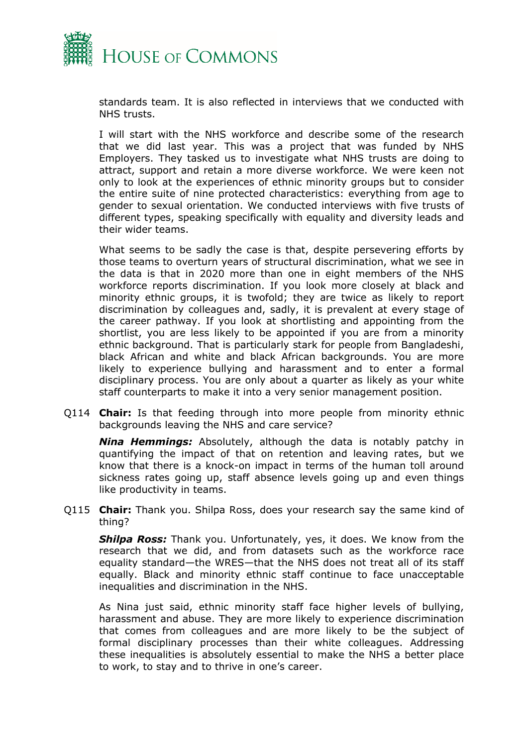standards team. It is also reflected in interviews that we conducted with NHS trusts.

I will start with the NHS workforce and describe some of the research that we did last year. This was a project that was funded by NHS Employers. They tasked us to investigate what NHS trusts are doing to attract, support and retain a more diverse workforce. We were keen not only to look at the experiences of ethnic minority groups but to consider the entire suite of nine protected characteristics: everything from age to gender to sexual orientation. We conducted interviews with five trusts of different types, speaking specifically with equality and diversity leads and their wider teams.

What seems to be sadly the case is that, despite persevering efforts by those teams to overturn years of structural discrimination, what we see in the data is that in 2020 more than one in eight members of the NHS workforce reports discrimination. If you look more closely at black and minority ethnic groups, it is twofold; they are twice as likely to report discrimination by colleagues and, sadly, it is prevalent at every stage of the career pathway. If you look at shortlisting and appointing from the shortlist, you are less likely to be appointed if you are from a minority ethnic background. That is particularly stark for people from Bangladeshi, black African and white and black African backgrounds. You are more likely to experience bullying and harassment and to enter a formal disciplinary process. You are only about a quarter as likely as your white staff counterparts to make it into a very senior management position.

Q114 **Chair:** Is that feeding through into more people from minority ethnic backgrounds leaving the NHS and care service?

***Nina Hemmings:*** Absolutely, although the data is notably patchy in quantifying the impact of that on retention and leaving rates, but we know that there is a knock-on impact in terms of the human toll around sickness rates going up, staff absence levels going up and even things like productivity in teams.

Q115 **Chair:** Thank you. Shilpa Ross, does your research say the same kind of thing?

***Shilpa Ross:*** Thank you. Unfortunately, yes, it does. We know from the research that we did, and from datasets such as the workforce race equality standard—the WRES—that the NHS does not treat all of its staff equally. Black and minority ethnic staff continue to face unacceptable inequalities and discrimination in the NHS.

As Nina just said, ethnic minority staff face higher levels of bullying, harassment and abuse. They are more likely to experience discrimination that comes from colleagues and are more likely to be the subject of formal disciplinary processes than their white colleagues. Addressing these inequalities is absolutely essential to make the NHS a better place to work, to stay and to thrive in one's career.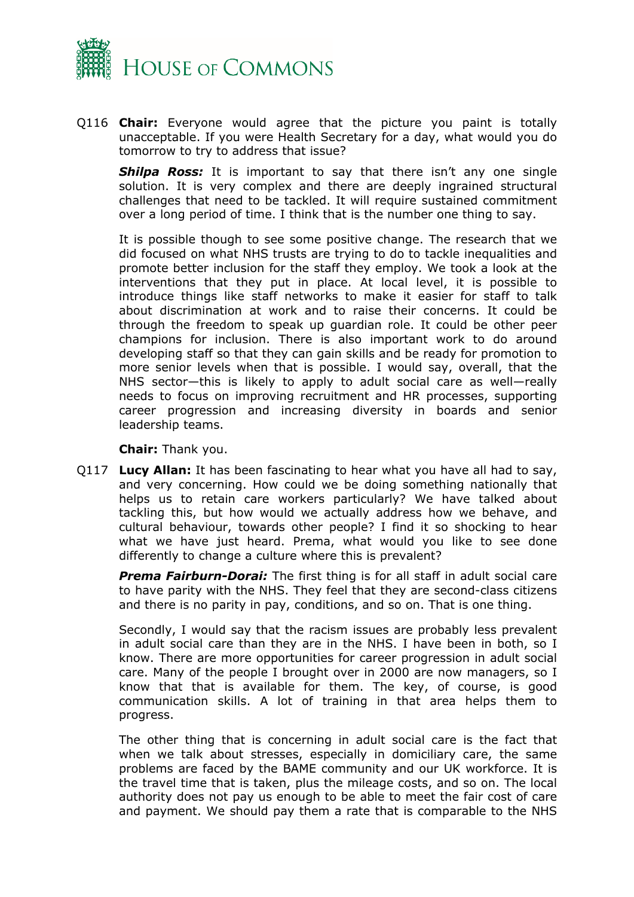Q116 **Chair:** Everyone would agree that the picture you paint is totally unacceptable. If you were Health Secretary for a day, what would you do tomorrow to try to address that issue?

***Shilpa Ross:*** It is important to say that there isn't any one single solution. It is very complex and there are deeply ingrained structural challenges that need to be tackled. It will require sustained commitment over a long period of time. I think that is the number one thing to say.

It is possible though to see some positive change. The research that we did focused on what NHS trusts are trying to do to tackle inequalities and promote better inclusion for the staff they employ. We took a look at the interventions that they put in place. At local level, it is possible to introduce things like staff networks to make it easier for staff to talk about discrimination at work and to raise their concerns. It could be through the freedom to speak up guardian role. It could be other peer champions for inclusion. There is also important work to do around developing staff so that they can gain skills and be ready for promotion to more senior levels when that is possible. I would say, overall, that the NHS sector—this is likely to apply to adult social care as well—really needs to focus on improving recruitment and HR processes, supporting career progression and increasing diversity in boards and senior leadership teams.

**Chair:** Thank you.

Q117 **Lucy Allan:** It has been fascinating to hear what you have all had to say, and very concerning. How could we be doing something nationally that helps us to retain care workers particularly? We have talked about tackling this, but how would we actually address how we behave, and cultural behaviour, towards other people? I find it so shocking to hear what we have just heard. Prema, what would you like to see done differently to change a culture where this is prevalent?

***Prema Fairburn-Dorai:*** The first thing is for all staff in adult social care to have parity with the NHS. They feel that they are second-class citizens and there is no parity in pay, conditions, and so on. That is one thing.

Secondly, I would say that the racism issues are probably less prevalent in adult social care than they are in the NHS. I have been in both, so I know. There are more opportunities for career progression in adult social care. Many of the people I brought over in 2000 are now managers, so I know that that is available for them. The key, of course, is good communication skills. A lot of training in that area helps them to progress.

The other thing that is concerning in adult social care is the fact that when we talk about stresses, especially in domiciliary care, the same problems are faced by the BAME community and our UK workforce. It is the travel time that is taken, plus the mileage costs, and so on. The local authority does not pay us enough to be able to meet the fair cost of care and payment. We should pay them a rate that is comparable to the NHS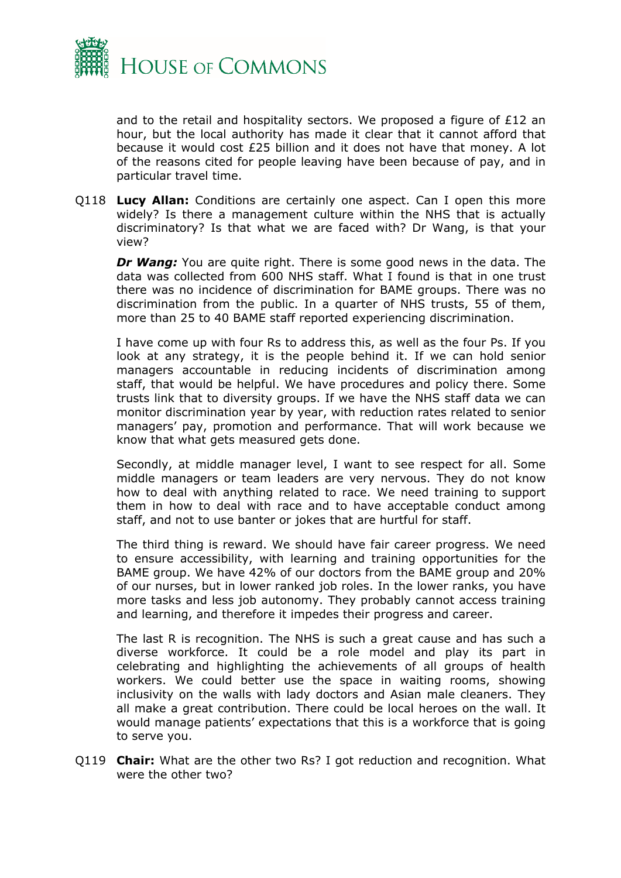and to the retail and hospitality sectors. We proposed a figure of £12 an hour, but the local authority has made it clear that it cannot afford that because it would cost £25 billion and it does not have that money. A lot of the reasons cited for people leaving have been because of pay, and in particular travel time.

Q118 **Lucy Allan:** Conditions are certainly one aspect. Can I open this more widely? Is there a management culture within the NHS that is actually discriminatory? Is that what we are faced with? Dr Wang, is that your view?

***Dr Wang:*** You are quite right. There is some good news in the data. The data was collected from 600 NHS staff. What I found is that in one trust there was no incidence of discrimination for BAME groups. There was no discrimination from the public. In a quarter of NHS trusts, 55 of them, more than 25 to 40 BAME staff reported experiencing discrimination.

I have come up with four Rs to address this, as well as the four Ps. If you look at any strategy, it is the people behind it. If we can hold senior managers accountable in reducing incidents of discrimination among staff, that would be helpful. We have procedures and policy there. Some trusts link that to diversity groups. If we have the NHS staff data we can monitor discrimination year by year, with reduction rates related to senior managers' pay, promotion and performance. That will work because we know that what gets measured gets done.

Secondly, at middle manager level, I want to see respect for all. Some middle managers or team leaders are very nervous. They do not know how to deal with anything related to race. We need training to support them in how to deal with race and to have acceptable conduct among staff, and not to use banter or jokes that are hurtful for staff.

The third thing is reward. We should have fair career progress. We need to ensure accessibility, with learning and training opportunities for the BAME group. We have 42% of our doctors from the BAME group and 20% of our nurses, but in lower ranked job roles. In the lower ranks, you have more tasks and less job autonomy. They probably cannot access training and learning, and therefore it impedes their progress and career.

The last R is recognition. The NHS is such a great cause and has such a diverse workforce. It could be a role model and play its part in celebrating and highlighting the achievements of all groups of health workers. We could better use the space in waiting rooms, showing inclusivity on the walls with lady doctors and Asian male cleaners. They all make a great contribution. There could be local heroes on the wall. It would manage patients' expectations that this is a workforce that is going to serve you.

Q119 **Chair:** What are the other two Rs? I got reduction and recognition. What were the other two?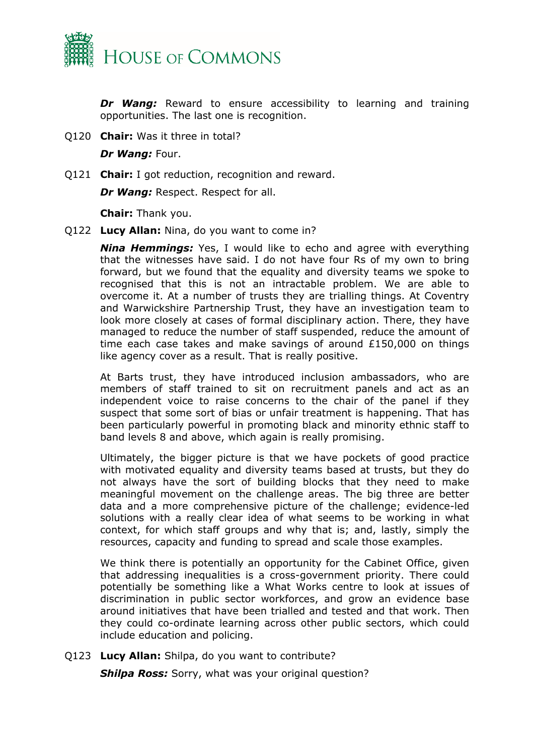***Dr Wang:*** Reward to ensure accessibility to learning and training opportunities. The last one is recognition.

Q120 **Chair:** Was it three in total?

***Dr Wang:*** Four.

Q121 **Chair:** I got reduction, recognition and reward.

***Dr Wang:*** Respect. Respect for all.

**Chair:** Thank you.

Q122 **Lucy Allan:** Nina, do you want to come in?

***Nina Hemmings:*** Yes, I would like to echo and agree with everything that the witnesses have said. I do not have four Rs of my own to bring forward, but we found that the equality and diversity teams we spoke to recognised that this is not an intractable problem. We are able to overcome it. At a number of trusts they are trialling things. At Coventry and Warwickshire Partnership Trust, they have an investigation team to look more closely at cases of formal disciplinary action. There, they have managed to reduce the number of staff suspended, reduce the amount of time each case takes and make savings of around £150,000 on things like agency cover as a result. That is really positive.

At Barts trust, they have introduced inclusion ambassadors, who are members of staff trained to sit on recruitment panels and act as an independent voice to raise concerns to the chair of the panel if they suspect that some sort of bias or unfair treatment is happening. That has been particularly powerful in promoting black and minority ethnic staff to band levels 8 and above, which again is really promising.

Ultimately, the bigger picture is that we have pockets of good practice with motivated equality and diversity teams based at trusts, but they do not always have the sort of building blocks that they need to make meaningful movement on the challenge areas. The big three are better data and a more comprehensive picture of the challenge; evidence-led solutions with a really clear idea of what seems to be working in what context, for which staff groups and why that is; and, lastly, simply the resources, capacity and funding to spread and scale those examples.

We think there is potentially an opportunity for the Cabinet Office, given that addressing inequalities is a cross-government priority. There could potentially be something like a What Works centre to look at issues of discrimination in public sector workforces, and grow an evidence base around initiatives that have been trialled and tested and that work. Then they could co-ordinate learning across other public sectors, which could include education and policing.

Q123 **Lucy Allan:** Shilpa, do you want to contribute?

***Shilpa Ross:*** Sorry, what was your original question?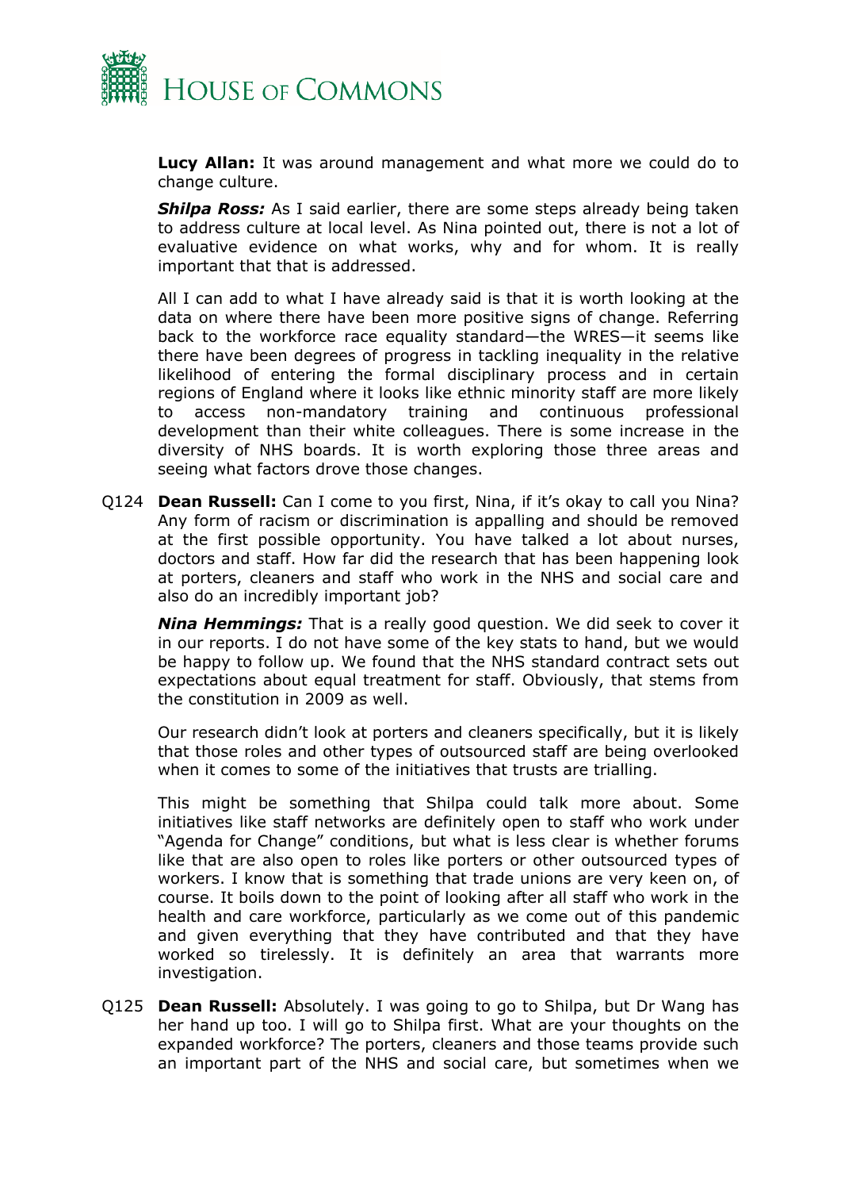**Lucy Allan:** It was around management and what more we could do to change culture.

***Shilpa Ross:*** As I said earlier, there are some steps already being taken to address culture at local level. As Nina pointed out, there is not a lot of evaluative evidence on what works, why and for whom. It is really important that that is addressed.

All I can add to what I have already said is that it is worth looking at the data on where there have been more positive signs of change. Referring back to the workforce race equality standard—the WRES—it seems like there have been degrees of progress in tackling inequality in the relative likelihood of entering the formal disciplinary process and in certain regions of England where it looks like ethnic minority staff are more likely to access non-mandatory training and continuous professional development than their white colleagues. There is some increase in the diversity of NHS boards. It is worth exploring those three areas and seeing what factors drove those changes.

Q124 **Dean Russell:** Can I come to you first, Nina, if it's okay to call you Nina? Any form of racism or discrimination is appalling and should be removed at the first possible opportunity. You have talked a lot about nurses, doctors and staff. How far did the research that has been happening look at porters, cleaners and staff who work in the NHS and social care and also do an incredibly important job?

***Nina Hemmings:*** That is a really good question. We did seek to cover it in our reports. I do not have some of the key stats to hand, but we would be happy to follow up. We found that the NHS standard contract sets out expectations about equal treatment for staff. Obviously, that stems from the constitution in 2009 as well.

Our research didn't look at porters and cleaners specifically, but it is likely that those roles and other types of outsourced staff are being overlooked when it comes to some of the initiatives that trusts are trialling.

This might be something that Shilpa could talk more about. Some initiatives like staff networks are definitely open to staff who work under "Agenda for Change" conditions, but what is less clear is whether forums like that are also open to roles like porters or other outsourced types of workers. I know that is something that trade unions are very keen on, of course. It boils down to the point of looking after all staff who work in the health and care workforce, particularly as we come out of this pandemic and given everything that they have contributed and that they have worked so tirelessly. It is definitely an area that warrants more investigation.

Q125 **Dean Russell:** Absolutely. I was going to go to Shilpa, but Dr Wang has her hand up too. I will go to Shilpa first. What are your thoughts on the expanded workforce? The porters, cleaners and those teams provide such an important part of the NHS and social care, but sometimes when we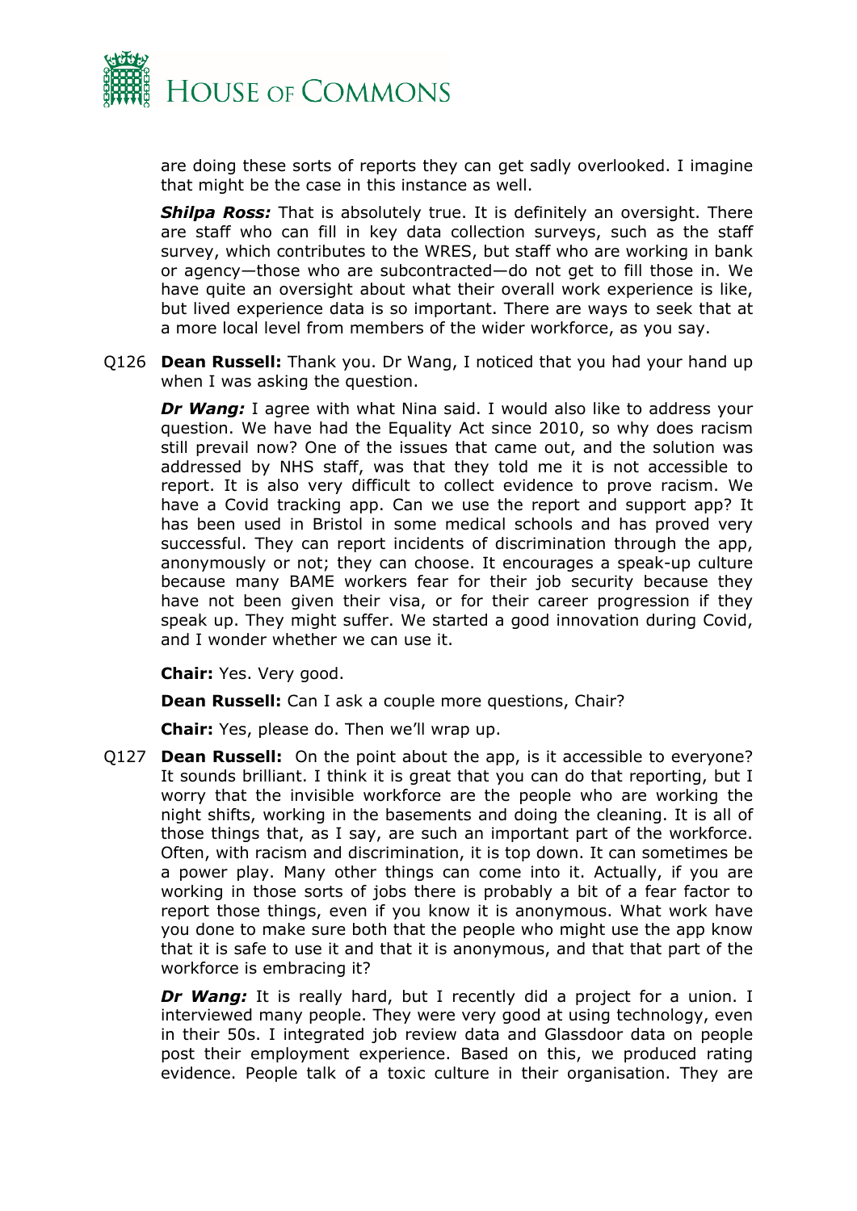are doing these sorts of reports they can get sadly overlooked. I imagine that might be the case in this instance as well.

***Shilpa Ross:*** That is absolutely true. It is definitely an oversight. There are staff who can fill in key data collection surveys, such as the staff survey, which contributes to the WRES, but staff who are working in bank or agency—those who are subcontracted—do not get to fill those in. We have quite an oversight about what their overall work experience is like, but lived experience data is so important. There are ways to seek that at a more local level from members of the wider workforce, as you say.

Q126 **Dean Russell:** Thank you. Dr Wang, I noticed that you had your hand up when I was asking the question.

***Dr Wang:*** I agree with what Nina said. I would also like to address your question. We have had the Equality Act since 2010, so why does racism still prevail now? One of the issues that came out, and the solution was addressed by NHS staff, was that they told me it is not accessible to report. It is also very difficult to collect evidence to prove racism. We have a Covid tracking app. Can we use the report and support app? It has been used in Bristol in some medical schools and has proved very successful. They can report incidents of discrimination through the app, anonymously or not; they can choose. It encourages a speak-up culture because many BAME workers fear for their job security because they have not been given their visa, or for their career progression if they speak up. They might suffer. We started a good innovation during Covid, and I wonder whether we can use it.

**Chair:** Yes. Very good.

**Dean Russell:** Can I ask a couple more questions, Chair?

**Chair:** Yes, please do. Then we'll wrap up.

Q127 **Dean Russell:** On the point about the app, is it accessible to everyone? It sounds brilliant. I think it is great that you can do that reporting, but I worry that the invisible workforce are the people who are working the night shifts, working in the basements and doing the cleaning. It is all of those things that, as I say, are such an important part of the workforce. Often, with racism and discrimination, it is top down. It can sometimes be a power play. Many other things can come into it. Actually, if you are working in those sorts of jobs there is probably a bit of a fear factor to report those things, even if you know it is anonymous. What work have you done to make sure both that the people who might use the app know that it is safe to use it and that it is anonymous, and that that part of the workforce is embracing it?

***Dr Wang:*** It is really hard, but I recently did a project for a union. I interviewed many people. They were very good at using technology, even in their 50s. I integrated job review data and Glassdoor data on people post their employment experience. Based on this, we produced rating evidence. People talk of a toxic culture in their organisation. They are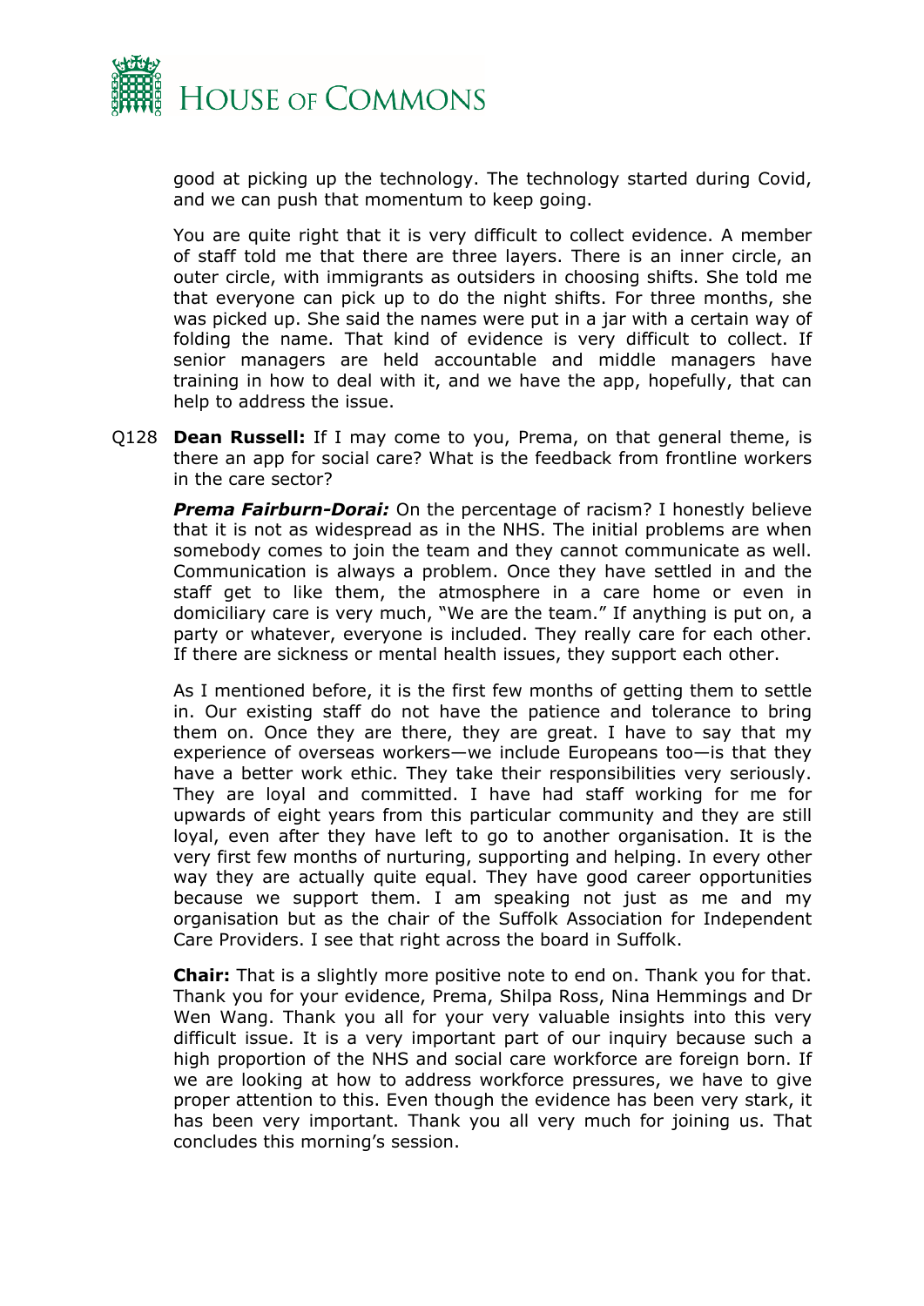good at picking up the technology. The technology started during Covid, and we can push that momentum to keep going.

You are quite right that it is very difficult to collect evidence. A member of staff told me that there are three layers. There is an inner circle, an outer circle, with immigrants as outsiders in choosing shifts. She told me that everyone can pick up to do the night shifts. For three months, she was picked up. She said the names were put in a jar with a certain way of folding the name. That kind of evidence is very difficult to collect. If senior managers are held accountable and middle managers have training in how to deal with it, and we have the app, hopefully, that can help to address the issue.

Q128 **Dean Russell:** If I may come to you, Prema, on that general theme, is there an app for social care? What is the feedback from frontline workers in the care sector?

***Prema Fairburn-Dorai:*** On the percentage of racism? I honestly believe that it is not as widespread as in the NHS. The initial problems are when somebody comes to join the team and they cannot communicate as well. Communication is always a problem. Once they have settled in and the staff get to like them, the atmosphere in a care home or even in domiciliary care is very much, "We are the team." If anything is put on, a party or whatever, everyone is included. They really care for each other. If there are sickness or mental health issues, they support each other.

As I mentioned before, it is the first few months of getting them to settle in. Our existing staff do not have the patience and tolerance to bring them on. Once they are there, they are great. I have to say that my experience of overseas workers—we include Europeans too—is that they have a better work ethic. They take their responsibilities very seriously. They are loyal and committed. I have had staff working for me for upwards of eight years from this particular community and they are still loyal, even after they have left to go to another organisation. It is the very first few months of nurturing, supporting and helping. In every other way they are actually quite equal. They have good career opportunities because we support them. I am speaking not just as me and my organisation but as the chair of the Suffolk Association for Independent Care Providers. I see that right across the board in Suffolk.

**Chair:** That is a slightly more positive note to end on. Thank you for that. Thank you for your evidence, Prema, Shilpa Ross, Nina Hemmings and Dr Wen Wang. Thank you all for your very valuable insights into this very difficult issue. It is a very important part of our inquiry because such a high proportion of the NHS and social care workforce are foreign born. If we are looking at how to address workforce pressures, we have to give proper attention to this. Even though the evidence has been very stark, it has been very important. Thank you all very much for joining us. That concludes this morning's session.